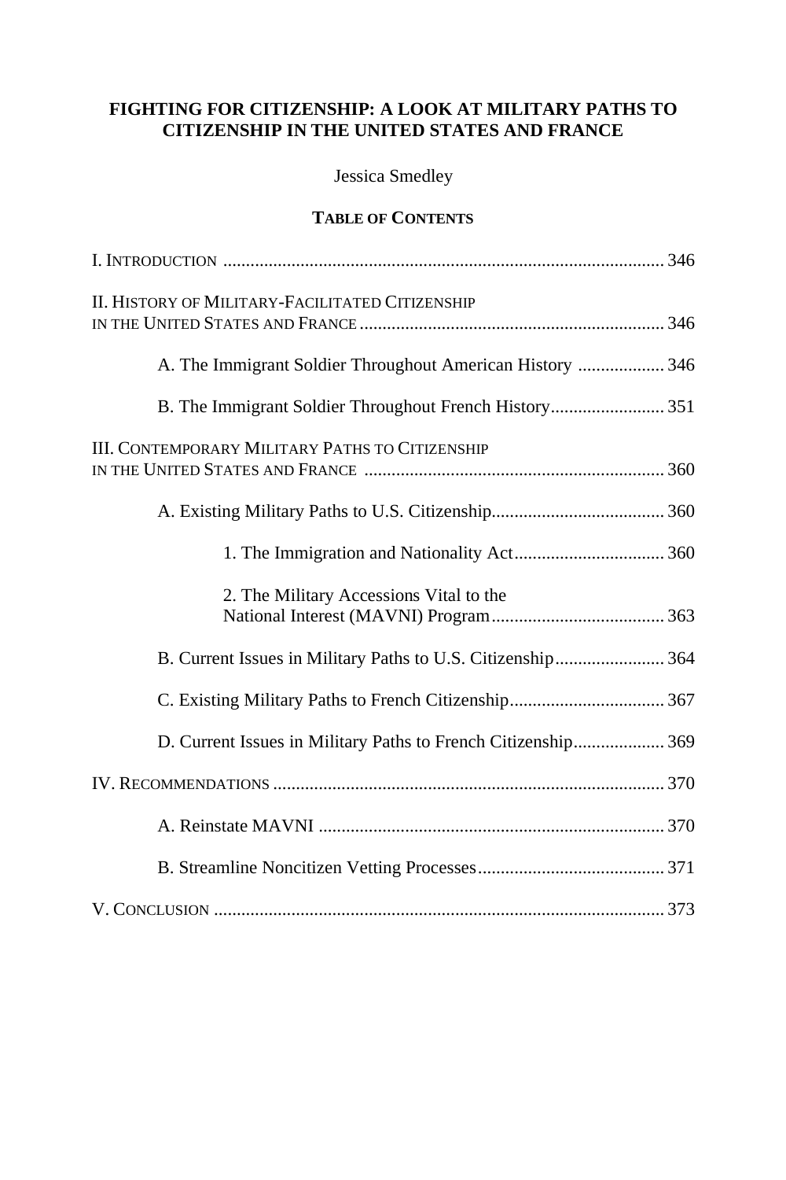# FIGHTING FOR CITIZENSHIP: A LOOK AT MILITARY PATHS TO CITIZENSHIP IN THE UNITED STATES AND FRANCE

Jessica Smedley

## TABLE OF CONTENTS

I. INTRODUCTION ........................................................................................ 346

II. HISTORY OF MILITARY-FACILITATED CITIZENSHIP IN THE UNITED STATES AND FRANCE .................................................................. 346

- A. The Immigrant Soldier Throughout American History .................. 346
- B. The Immigrant Soldier Throughout French History......................... 351

III. CONTEMPORARY MILITARY PATHS TO CITIZENSHIP IN THE UNITED STATES AND FRANCE ................................................................. 360

- A. Existing Military Paths to U.S. Citizenship...................................... 360
  - 1. The Immigration and Nationality Act................................. 360
  - 2. The Military Accessions Vital to the National Interest (MAVNI) Program...................................... 363
- B. Current Issues in Military Paths to U.S. Citizenship........................ 364
- C. Existing Military Paths to French Citizenship.................................. 367
- D. Current Issues in Military Paths to French Citizenship.................... 369

IV. RECOMMENDATIONS ..................................................................................... 370

- A. Reinstate MAVNI ............................................................................ 370
- B. Streamline Noncitizen Vetting Processes......................................... 371

V. CONCLUSION ................................................................................................. 373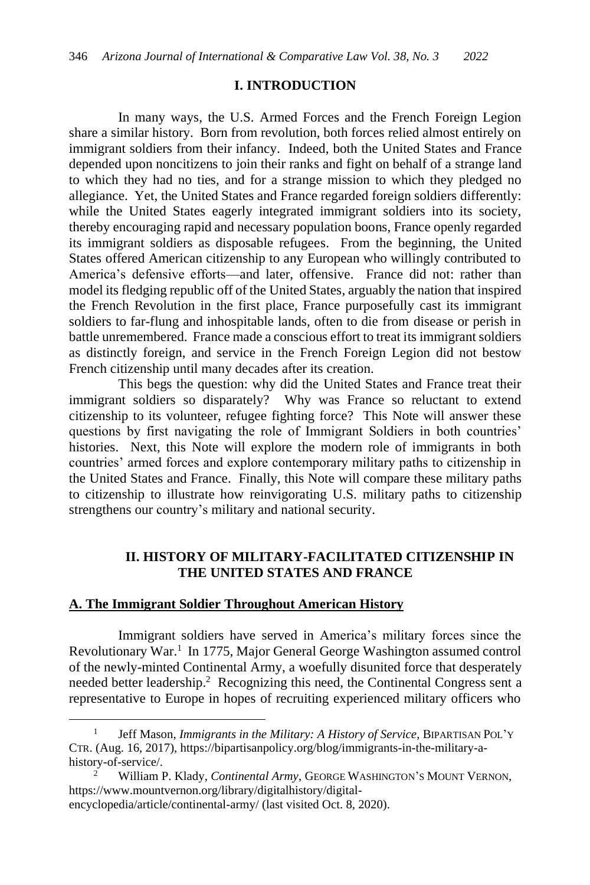## I. INTRODUCTION

In many ways, the U.S. Armed Forces and the French Foreign Legion share a similar history. Born from revolution, both forces relied almost entirely on immigrant soldiers from their infancy. Indeed, both the United States and France depended upon noncitizens to join their ranks and fight on behalf of a strange land to which they had no ties, and for a strange mission to which they pledged no allegiance. Yet, the United States and France regarded foreign soldiers differently: while the United States eagerly integrated immigrant soldiers into its society, thereby encouraging rapid and necessary population boons, France openly regarded its immigrant soldiers as disposable refugees. From the beginning, the United States offered American citizenship to any European who willingly contributed to America's defensive efforts—and later, offensive. France did not: rather than model its fledging republic off of the United States, arguably the nation that inspired the French Revolution in the first place, France purposefully cast its immigrant soldiers to far-flung and inhospitable lands, often to die from disease or perish in battle unremembered. France made a conscious effort to treat its immigrant soldiers as distinctly foreign, and service in the French Foreign Legion did not bestow French citizenship until many decades after its creation.

This begs the question: why did the United States and France treat their immigrant soldiers so disparately? Why was France so reluctant to extend citizenship to its volunteer, refugee fighting force? This Note will answer these questions by first navigating the role of Immigrant Soldiers in both countries' histories. Next, this Note will explore the modern role of immigrants in both countries' armed forces and explore contemporary military paths to citizenship in the United States and France. Finally, this Note will compare these military paths to citizenship to illustrate how reinvigorating U.S. military paths to citizenship strengthens our country's military and national security.

## II. HISTORY OF MILITARY-FACILITATED CITIZENSHIP IN THE UNITED STATES AND FRANCE

### A. The Immigrant Soldier Throughout American History

Immigrant soldiers have served in America's military forces since the Revolutionary War.[1] In 1775, Major General George Washington assumed control of the newly-minted Continental Army, a woefully disunited force that desperately needed better leadership.[2] Recognizing this need, the Continental Congress sent a representative to Europe in hopes of recruiting experienced military officers who

---

[1] Jeff Mason, *Immigrants in the Military: A History of Service*, BIPARTISAN POL'Y CTR. (Aug. 16, 2017), https://bipartisanpolicy.org/blog/immigrants-in-the-military-a-history-of-service/.

[2] William P. Klady, *Continental Army*, GEORGE WASHINGTON'S MOUNT VERNON, https://www.mountvernon.org/library/digitalhistory/digital-encyclopedia/article/continental-army/ (last visited Oct. 8, 2020).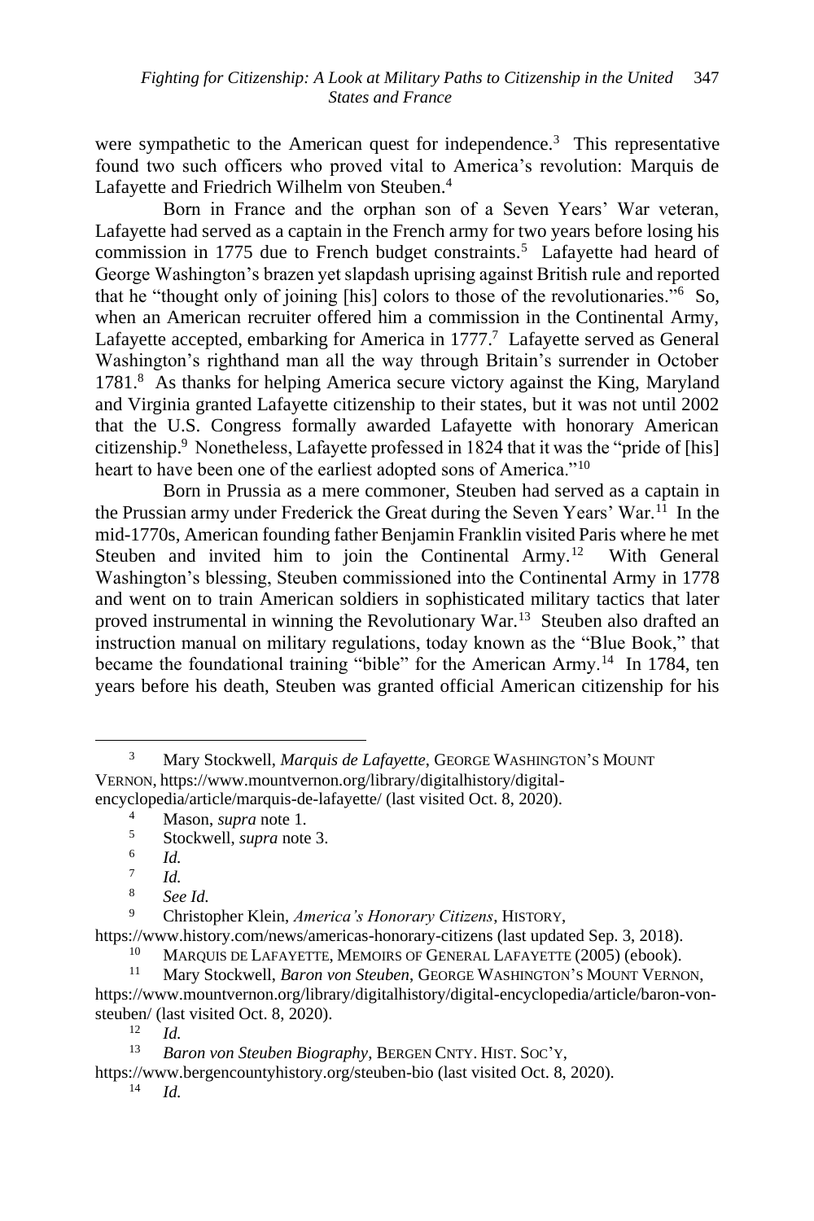were sympathetic to the American quest for independence.[3] This representative found two such officers who proved vital to America's revolution: Marquis de Lafayette and Friedrich Wilhelm von Steuben.[4]

Born in France and the orphan son of a Seven Years' War veteran, Lafayette had served as a captain in the French army for two years before losing his commission in 1775 due to French budget constraints.[5] Lafayette had heard of George Washington's brazen yet slapdash uprising against British rule and reported that he "thought only of joining [his] colors to those of the revolutionaries."[6] So, when an American recruiter offered him a commission in the Continental Army, Lafayette accepted, embarking for America in 1777.[7] Lafayette served as General Washington's righthand man all the way through Britain's surrender in October 1781.[8] As thanks for helping America secure victory against the King, Maryland and Virginia granted Lafayette citizenship to their states, but it was not until 2002 that the U.S. Congress formally awarded Lafayette with honorary American citizenship.[9] Nonetheless, Lafayette professed in 1824 that it was the "pride of [his] heart to have been one of the earliest adopted sons of America."[10]

Born in Prussia as a mere commoner, Steuben had served as a captain in the Prussian army under Frederick the Great during the Seven Years' War.[11] In the mid-1770s, American founding father Benjamin Franklin visited Paris where he met Steuben and invited him to join the Continental Army.[12] With General Washington's blessing, Steuben commissioned into the Continental Army in 1778 and went on to train American soldiers in sophisticated military tactics that later proved instrumental in winning the Revolutionary War.[13] Steuben also drafted an instruction manual on military regulations, today known as the "Blue Book," that became the foundational training "bible" for the American Army.[14] In 1784, ten years before his death, Steuben was granted official American citizenship for his

---

[3] Mary Stockwell, *Marquis de Lafayette*, GEORGE WASHINGTON'S MOUNT VERNON, https://www.mountvernon.org/library/digitalhistory/digital-encyclopedia/article/marquis-de-lafayette/ (last visited Oct. 8, 2020).

[4] Mason, *supra* note 1.

[5] Stockwell, *supra* note 3.

[6] *Id.*

[7] *Id.*

[8] *See Id.*

[9] Christopher Klein, *America's Honorary Citizens*, HISTORY, https://www.history.com/news/americas-honorary-citizens (last updated Sep. 3, 2018).

[10] MARQUIS DE LAFAYETTE, MEMOIRS OF GENERAL LAFAYETTE (2005) (ebook).

[11] Mary Stockwell, *Baron von Steuben*, GEORGE WASHINGTON'S MOUNT VERNON, https://www.mountvernon.org/library/digitalhistory/digital-encyclopedia/article/baron-von-steuben/ (last visited Oct. 8, 2020).

[12] *Id.*

[13] *Baron von Steuben Biography*, BERGEN CNTY. HIST. SOC'Y, https://www.bergencountyhistory.org/steuben-bio (last visited Oct. 8, 2020).

[14] *Id.*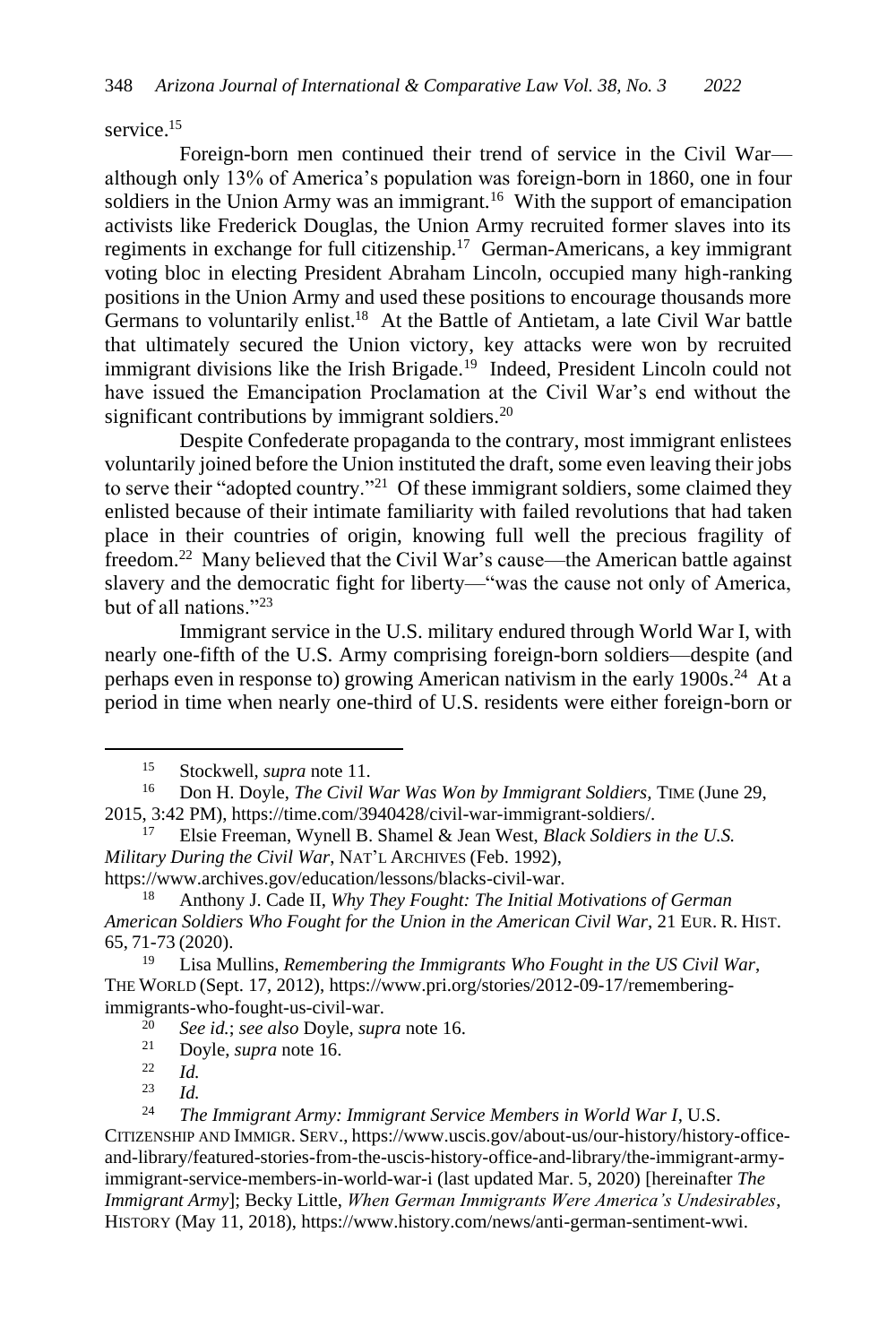service.[15]

Foreign-born men continued their trend of service in the Civil War—although only 13% of America's population was foreign-born in 1860, one in four soldiers in the Union Army was an immigrant.[16] With the support of emancipation activists like Frederick Douglas, the Union Army recruited former slaves into its regiments in exchange for full citizenship.[17] German-Americans, a key immigrant voting bloc in electing President Abraham Lincoln, occupied many high-ranking positions in the Union Army and used these positions to encourage thousands more Germans to voluntarily enlist.[18] At the Battle of Antietam, a late Civil War battle that ultimately secured the Union victory, key attacks were won by recruited immigrant divisions like the Irish Brigade.[19] Indeed, President Lincoln could not have issued the Emancipation Proclamation at the Civil War's end without the significant contributions by immigrant soldiers.[20]

Despite Confederate propaganda to the contrary, most immigrant enlistees voluntarily joined before the Union instituted the draft, some even leaving their jobs to serve their "adopted country."[21] Of these immigrant soldiers, some claimed they enlisted because of their intimate familiarity with failed revolutions that had taken place in their countries of origin, knowing full well the precious fragility of freedom.[22] Many believed that the Civil War's cause—the American battle against slavery and the democratic fight for liberty—"was the cause not only of America, but of all nations."[23]

Immigrant service in the U.S. military endured through World War I, with nearly one-fifth of the U.S. Army comprising foreign-born soldiers—despite (and perhaps even in response to) growing American nativism in the early 1900s.[24] At a period in time when nearly one-third of U.S. residents were either foreign-born or

---

[15] Stockwell, *supra* note 11.

[16] Don H. Doyle, *The Civil War Was Won by Immigrant Soldiers*, TIME (June 29, 2015, 3:42 PM), https://time.com/3940428/civil-war-immigrant-soldiers/.

[17] Elsie Freeman, Wynell B. Shamel & Jean West, *Black Soldiers in the U.S. Military During the Civil War*, NAT'L ARCHIVES (Feb. 1992), https://www.archives.gov/education/lessons/blacks-civil-war.

[18] Anthony J. Cade II, *Why They Fought: The Initial Motivations of German American Soldiers Who Fought for the Union in the American Civil War*, 21 EUR. R. HIST. 65, 71-73 (2020).

[19] Lisa Mullins, *Remembering the Immigrants Who Fought in the US Civil War*, THE WORLD (Sept. 17, 2012), https://www.pri.org/stories/2012-09-17/remembering-immigrants-who-fought-us-civil-war.

[20] *See id.*; *see also* Doyle, *supra* note 16.

[21] Doyle, *supra* note 16.

[22] *Id.*

[23] *Id.*

[24] *The Immigrant Army: Immigrant Service Members in World War I*, U.S. CITIZENSHIP AND IMMIGR. SERV., https://www.uscis.gov/about-us/our-history/history-office-and-library/featured-stories-from-the-uscis-history-office-and-library/the-immigrant-army-immigrant-service-members-in-world-war-i (last updated Mar. 5, 2020) [hereinafter *The Immigrant Army*]; Becky Little, *When German Immigrants Were America's Undesirables*, HISTORY (May 11, 2018), https://www.history.com/news/anti-german-sentiment-wwi.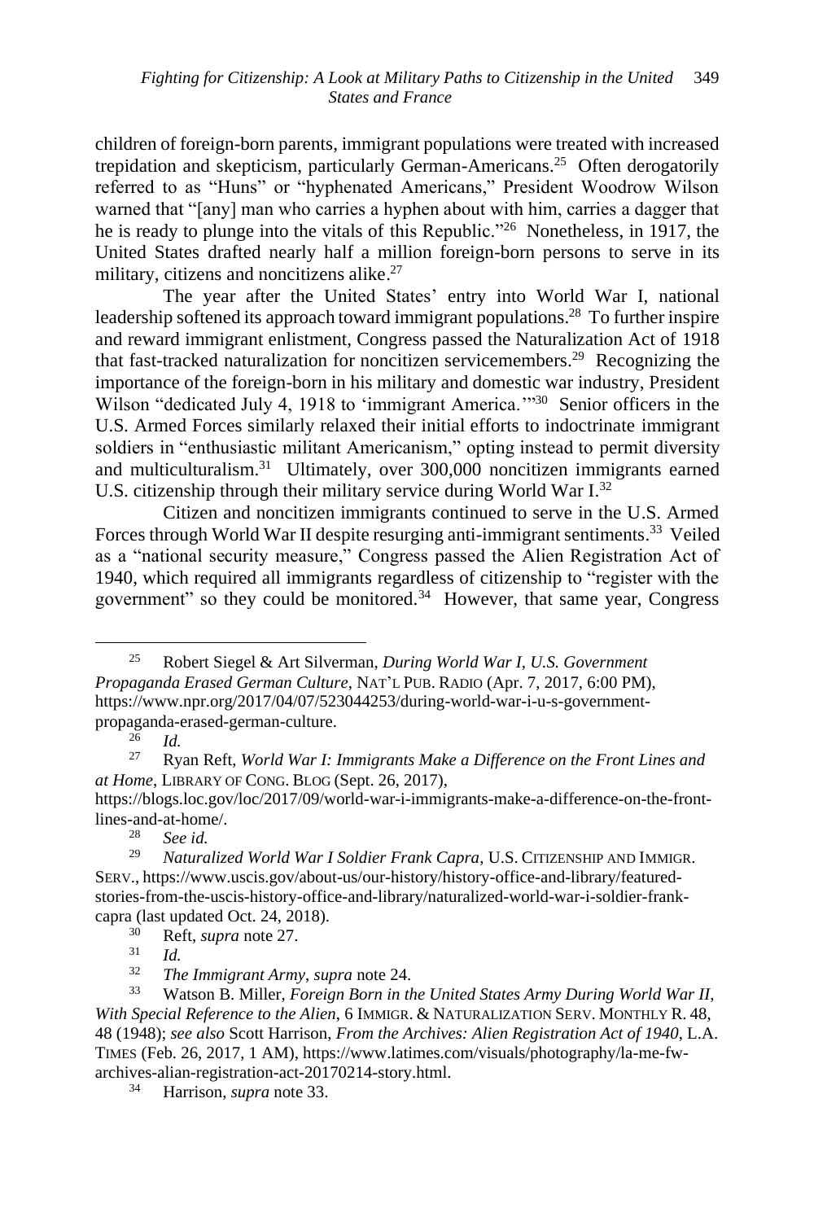children of foreign-born parents, immigrant populations were treated with increased trepidation and skepticism, particularly German-Americans.[25] Often derogatorily referred to as "Huns" or "hyphenated Americans," President Woodrow Wilson warned that "[any] man who carries a hyphen about with him, carries a dagger that he is ready to plunge into the vitals of this Republic."[26] Nonetheless, in 1917, the United States drafted nearly half a million foreign-born persons to serve in its military, citizens and noncitizens alike.[27]

The year after the United States' entry into World War I, national leadership softened its approach toward immigrant populations.[28] To further inspire and reward immigrant enlistment, Congress passed the Naturalization Act of 1918 that fast-tracked naturalization for noncitizen servicemembers.[29] Recognizing the importance of the foreign-born in his military and domestic war industry, President Wilson "dedicated July 4, 1918 to 'immigrant America.'"[30] Senior officers in the U.S. Armed Forces similarly relaxed their initial efforts to indoctrinate immigrant soldiers in "enthusiastic militant Americanism," opting instead to permit diversity and multiculturalism.[31] Ultimately, over 300,000 noncitizen immigrants earned U.S. citizenship through their military service during World War I.[32]

Citizen and noncitizen immigrants continued to serve in the U.S. Armed Forces through World War II despite resurging anti-immigrant sentiments.[33] Veiled as a "national security measure," Congress passed the Alien Registration Act of 1940, which required all immigrants regardless of citizenship to "register with the government" so they could be monitored.[34] However, that same year, Congress

---

[25] Robert Siegel & Art Silverman, *During World War I, U.S. Government Propaganda Erased German Culture*, NAT'L PUB. RADIO (Apr. 7, 2017, 6:00 PM), https://www.npr.org/2017/04/07/523044253/during-world-war-i-u-s-government-propaganda-erased-german-culture.

[26] *Id.*

[27] Ryan Reft, *World War I: Immigrants Make a Difference on the Front Lines and at Home*, LIBRARY OF CONG. BLOG (Sept. 26, 2017), https://blogs.loc.gov/loc/2017/09/world-war-i-immigrants-make-a-difference-on-the-front-lines-and-at-home/.

[28] *See id.*

[29] *Naturalized World War I Soldier Frank Capra*, U.S. CITIZENSHIP AND IMMIGR. SERV., https://www.uscis.gov/about-us/our-history/history-office-and-library/featured-stories-from-the-uscis-history-office-and-library/naturalized-world-war-i-soldier-frank-capra (last updated Oct. 24, 2018).

[30] Reft, *supra* note 27.

[31] *Id.*

[32] *The Immigrant Army*, *supra* note 24.

[33] Watson B. Miller, *Foreign Born in the United States Army During World War II, With Special Reference to the Alien*, 6 IMMIGR. & NATURALIZATION SERV. MONTHLY R. 48, 48 (1948); *see also* Scott Harrison, *From the Archives: Alien Registration Act of 1940*, L.A. TIMES (Feb. 26, 2017, 1 AM), https://www.latimes.com/visuals/photography/la-me-fw-archives-alian-registration-act-20170214-story.html.

[34] Harrison, *supra* note 33.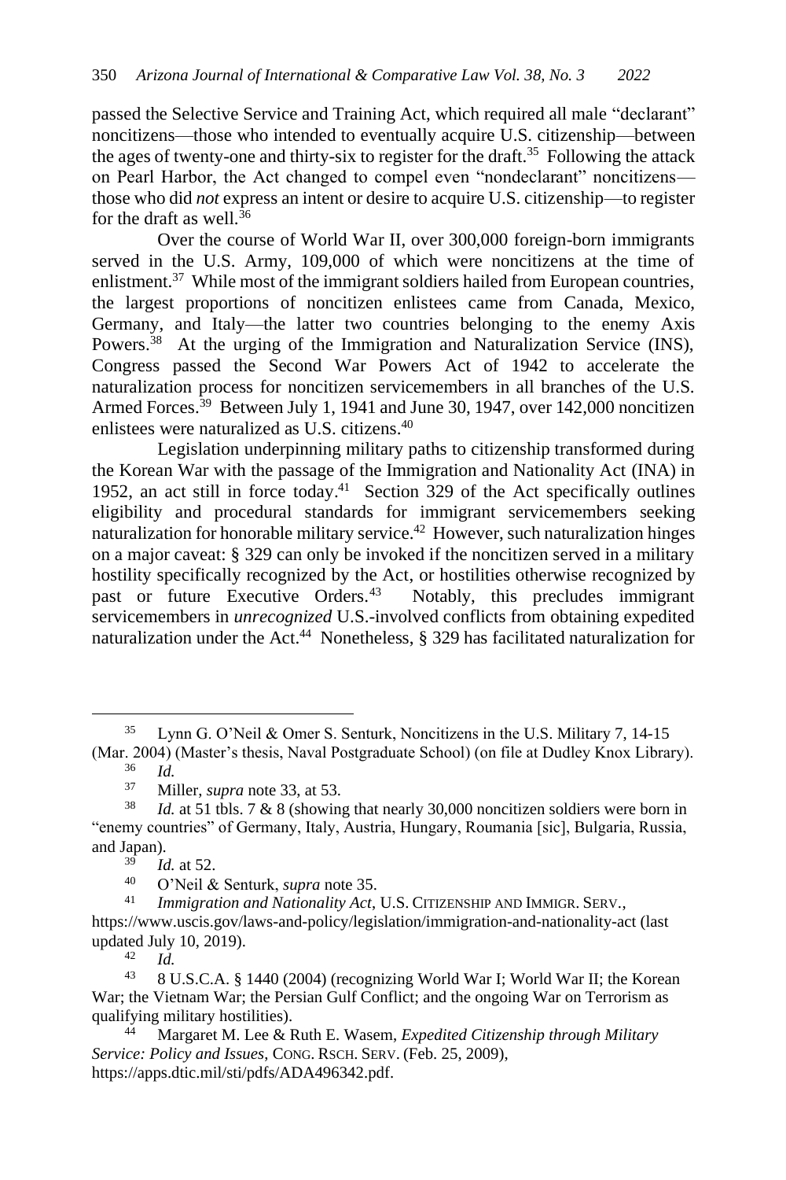passed the Selective Service and Training Act, which required all male "declarant" noncitizens—those who intended to eventually acquire U.S. citizenship—between the ages of twenty-one and thirty-six to register for the draft.[35] Following the attack on Pearl Harbor, the Act changed to compel even "nondeclarant" noncitizens—those who did *not* express an intent or desire to acquire U.S. citizenship—to register for the draft as well.[36]

Over the course of World War II, over 300,000 foreign-born immigrants served in the U.S. Army, 109,000 of which were noncitizens at the time of enlistment.[37] While most of the immigrant soldiers hailed from European countries, the largest proportions of noncitizen enlistees came from Canada, Mexico, Germany, and Italy—the latter two countries belonging to the enemy Axis Powers.[38] At the urging of the Immigration and Naturalization Service (INS), Congress passed the Second War Powers Act of 1942 to accelerate the naturalization process for noncitizen servicemembers in all branches of the U.S. Armed Forces.[39] Between July 1, 1941 and June 30, 1947, over 142,000 noncitizen enlistees were naturalized as U.S. citizens.[40]

Legislation underpinning military paths to citizenship transformed during the Korean War with the passage of the Immigration and Nationality Act (INA) in 1952, an act still in force today.[41] Section 329 of the Act specifically outlines eligibility and procedural standards for immigrant servicemembers seeking naturalization for honorable military service.[42] However, such naturalization hinges on a major caveat: § 329 can only be invoked if the noncitizen served in a military hostility specifically recognized by the Act, or hostilities otherwise recognized by past or future Executive Orders.[43] Notably, this precludes immigrant servicemembers in *unrecognized* U.S.-involved conflicts from obtaining expedited naturalization under the Act.[44] Nonetheless, § 329 has facilitated naturalization for

---

[35] Lynn G. O'Neil & Omer S. Senturk, Noncitizens in the U.S. Military 7, 14-15 (Mar. 2004) (Master's thesis, Naval Postgraduate School) (on file at Dudley Knox Library).

[36] *Id.*

[37] Miller, *supra* note 33, at 53.

[38] *Id.* at 51 tbls. 7 & 8 (showing that nearly 30,000 noncitizen soldiers were born in "enemy countries" of Germany, Italy, Austria, Hungary, Roumania [sic], Bulgaria, Russia, and Japan).

[39] *Id.* at 52.

[40] O'Neil & Senturk, *supra* note 35.

[41] *Immigration and Nationality Act*, U.S. CITIZENSHIP AND IMMIGR. SERV., https://www.uscis.gov/laws-and-policy/legislation/immigration-and-nationality-act (last updated July 10, 2019).

[42] *Id.*

[43] 8 U.S.C.A. § 1440 (2004) (recognizing World War I; World War II; the Korean War; the Vietnam War; the Persian Gulf Conflict; and the ongoing War on Terrorism as qualifying military hostilities).

[44] Margaret M. Lee & Ruth E. Wasem, *Expedited Citizenship through Military Service: Policy and Issues*, CONG. RSCH. SERV. (Feb. 25, 2009), https://apps.dtic.mil/sti/pdfs/ADA496342.pdf.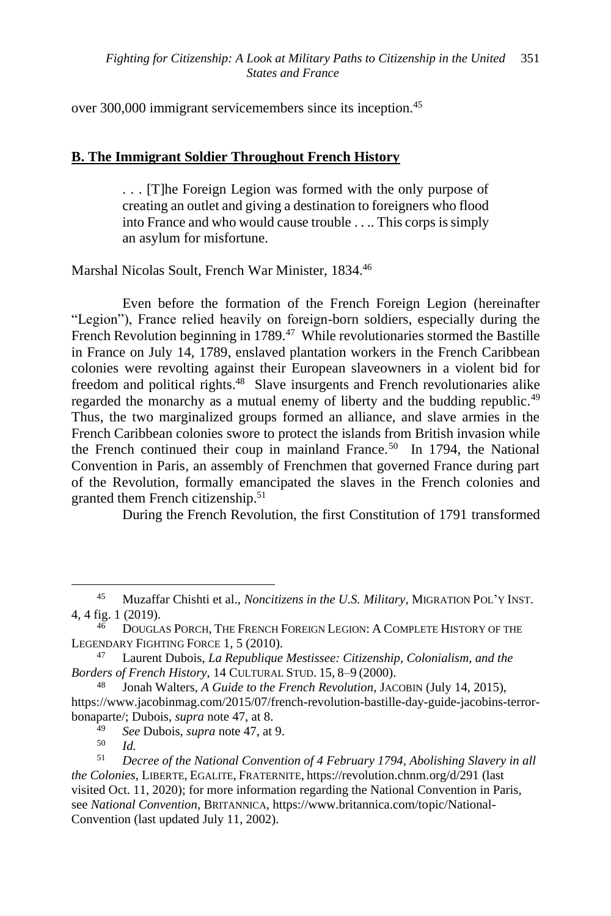over 300,000 immigrant servicemembers since its inception.[45]

## B. The Immigrant Soldier Throughout French History

> . . . [T]he Foreign Legion was formed with the only purpose of creating an outlet and giving a destination to foreigners who flood into France and who would cause trouble . . .. This corps is simply an asylum for misfortune.

Marshal Nicolas Soult, French War Minister, 1834.[46]

Even before the formation of the French Foreign Legion (hereinafter "Legion"), France relied heavily on foreign-born soldiers, especially during the French Revolution beginning in 1789.[47] While revolutionaries stormed the Bastille in France on July 14, 1789, enslaved plantation workers in the French Caribbean colonies were revolting against their European slaveowners in a violent bid for freedom and political rights.[48] Slave insurgents and French revolutionaries alike regarded the monarchy as a mutual enemy of liberty and the budding republic.[49] Thus, the two marginalized groups formed an alliance, and slave armies in the French Caribbean colonies swore to protect the islands from British invasion while the French continued their coup in mainland France.[50] In 1794, the National Convention in Paris, an assembly of Frenchmen that governed France during part of the Revolution, formally emancipated the slaves in the French colonies and granted them French citizenship.[51]

During the French Revolution, the first Constitution of 1791 transformed

---

[45] Muzaffar Chishti et al., *Noncitizens in the U.S. Military*, MIGRATION POL'Y INST. 4, 4 fig. 1 (2019).

[46] DOUGLAS PORCH, THE FRENCH FOREIGN LEGION: A COMPLETE HISTORY OF THE LEGENDARY FIGHTING FORCE 1, 5 (2010).

[47] Laurent Dubois, *La Republique Mestissee: Citizenship, Colonialism, and the Borders of French History*, 14 CULTURAL STUD. 15, 8–9 (2000).

[48] Jonah Walters, *A Guide to the French Revolution*, JACOBIN (July 14, 2015), https://www.jacobinmag.com/2015/07/french-revolution-bastille-day-guide-jacobins-terror-bonaparte/; Dubois, *supra* note 47, at 8.

[49] *See* Dubois, *supra* note 47, at 9.

[50] *Id.*

[51] *Decree of the National Convention of 4 February 1794, Abolishing Slavery in all the Colonies*, LIBERTE, EGALITE, FRATERNITE, https://revolution.chnm.org/d/291 (last visited Oct. 11, 2020); for more information regarding the National Convention in Paris, see *National Convention*, BRITANNICA, https://www.britannica.com/topic/National-Convention (last updated July 11, 2002).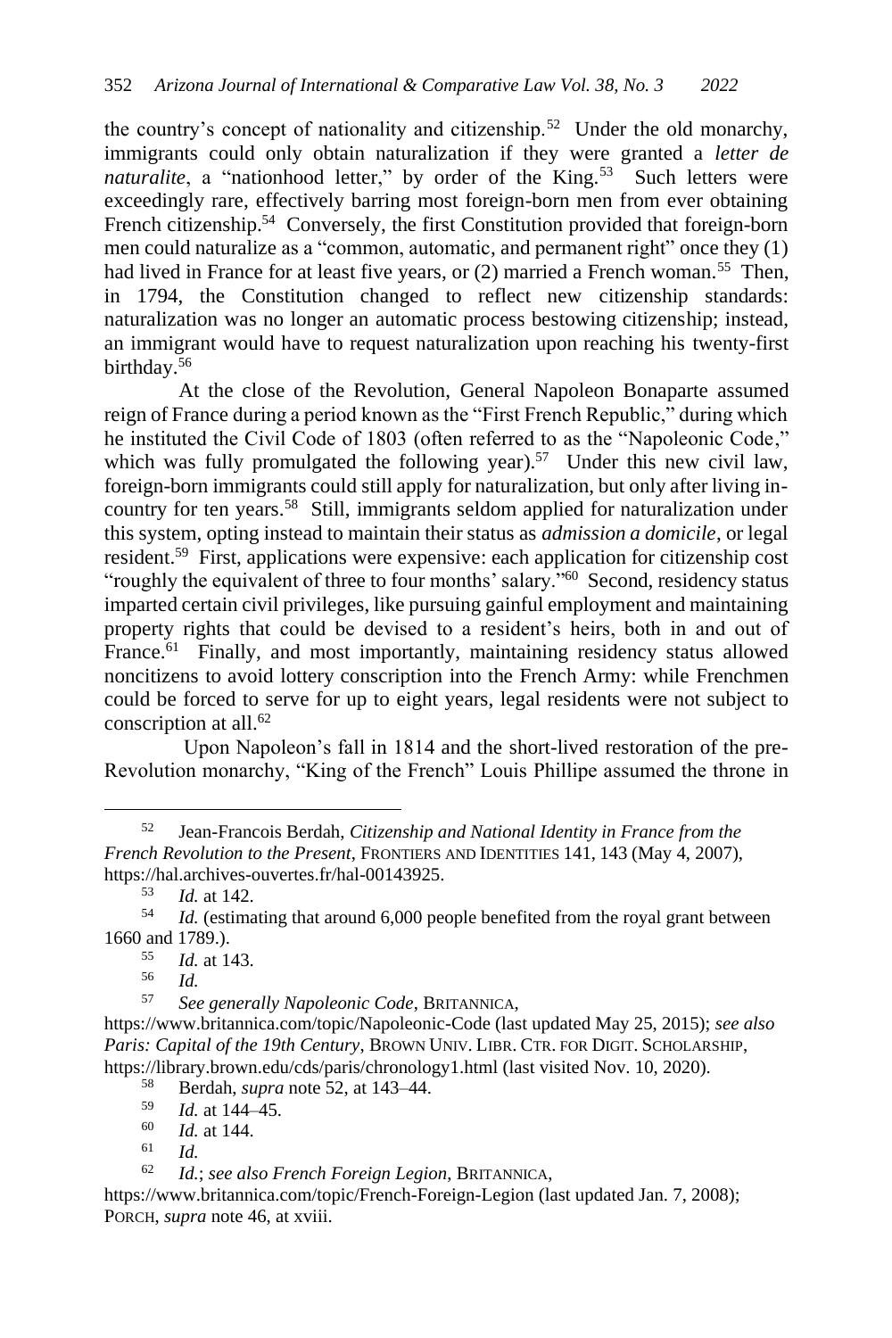the country's concept of nationality and citizenship.[52] Under the old monarchy, immigrants could only obtain naturalization if they were granted a *letter de naturalite*, a "nationhood letter," by order of the King.[53] Such letters were exceedingly rare, effectively barring most foreign-born men from ever obtaining French citizenship.[54] Conversely, the first Constitution provided that foreign-born men could naturalize as a "common, automatic, and permanent right" once they (1) had lived in France for at least five years, or (2) married a French woman.[55] Then, in 1794, the Constitution changed to reflect new citizenship standards: naturalization was no longer an automatic process bestowing citizenship; instead, an immigrant would have to request naturalization upon reaching his twenty-first birthday.[56]

At the close of the Revolution, General Napoleon Bonaparte assumed reign of France during a period known as the "First French Republic," during which he instituted the Civil Code of 1803 (often referred to as the "Napoleonic Code," which was fully promulgated the following year).[57] Under this new civil law, foreign-born immigrants could still apply for naturalization, but only after living in-country for ten years.[58] Still, immigrants seldom applied for naturalization under this system, opting instead to maintain their status as *admission a domicile*, or legal resident.[59] First, applications were expensive: each application for citizenship cost "roughly the equivalent of three to four months' salary."[60] Second, residency status imparted certain civil privileges, like pursuing gainful employment and maintaining property rights that could be devised to a resident's heirs, both in and out of France.[61] Finally, and most importantly, maintaining residency status allowed noncitizens to avoid lottery conscription into the French Army: while Frenchmen could be forced to serve for up to eight years, legal residents were not subject to conscription at all.[62]

Upon Napoleon's fall in 1814 and the short-lived restoration of the pre-Revolution monarchy, "King of the French" Louis Phillipe assumed the throne in

---

[52] Jean-Francois Berdah, *Citizenship and National Identity in France from the French Revolution to the Present*, FRONTIERS AND IDENTITIES 141, 143 (May 4, 2007), https://hal.archives-ouvertes.fr/hal-00143925.

[53] *Id.* at 142.

[54] *Id.* (estimating that around 6,000 people benefited from the royal grant between 1660 and 1789.).

[55] *Id.* at 143.

[56] *Id.*

[57] *See generally Napoleonic Code*, BRITANNICA, https://www.britannica.com/topic/Napoleonic-Code (last updated May 25, 2015); *see also Paris: Capital of the 19th Century*, BROWN UNIV. LIBR. CTR. FOR DIGIT. SCHOLARSHIP, https://library.brown.edu/cds/paris/chronology1.html (last visited Nov. 10, 2020).

[58] Berdah, *supra* note 52, at 143–44.

[59] *Id.* at 144–45.

[60] *Id.* at 144.

[61] *Id.*

[62] *Id.*; *see also French Foreign Legion*, BRITANNICA, https://www.britannica.com/topic/French-Foreign-Legion (last updated Jan. 7, 2008); PORCH, *supra* note 46, at xviii.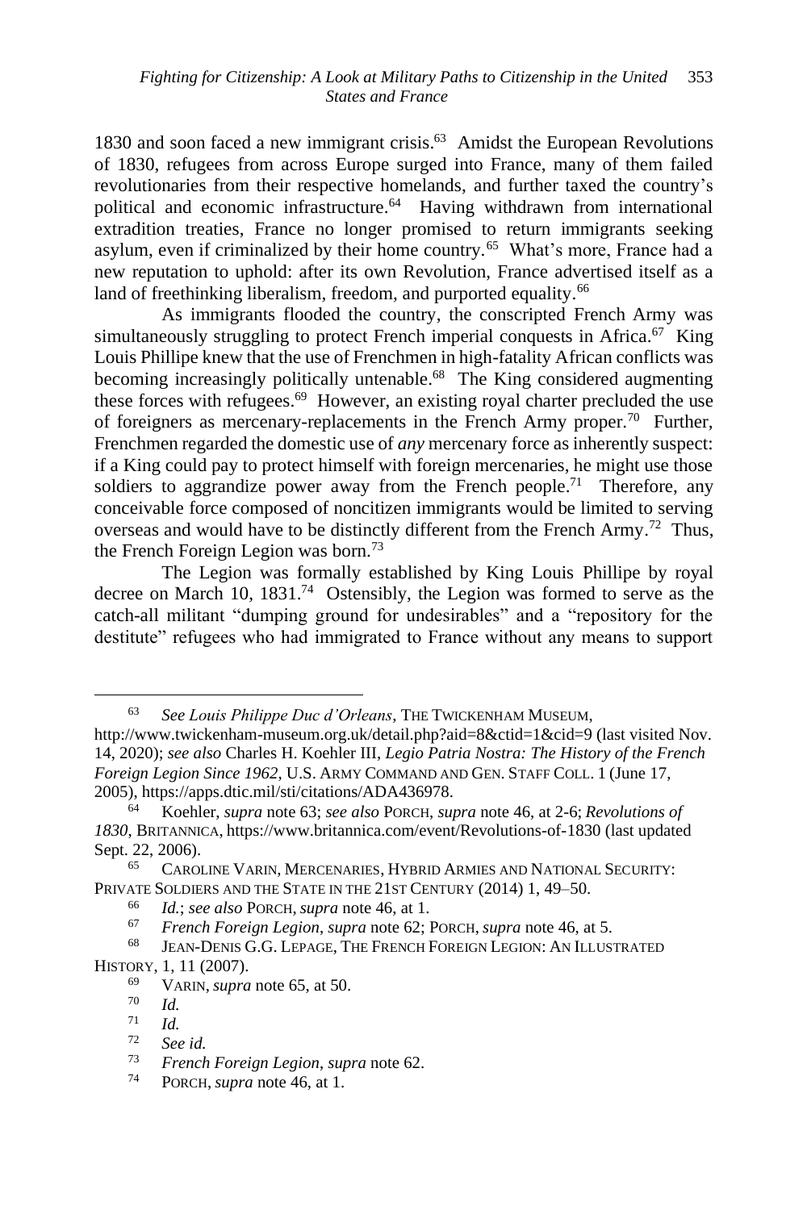1830 and soon faced a new immigrant crisis.[63] Amidst the European Revolutions of 1830, refugees from across Europe surged into France, many of them failed revolutionaries from their respective homelands, and further taxed the country's political and economic infrastructure.[64] Having withdrawn from international extradition treaties, France no longer promised to return immigrants seeking asylum, even if criminalized by their home country.[65] What's more, France had a new reputation to uphold: after its own Revolution, France advertised itself as a land of freethinking liberalism, freedom, and purported equality.[66]

As immigrants flooded the country, the conscripted French Army was simultaneously struggling to protect French imperial conquests in Africa.[67] King Louis Phillipe knew that the use of Frenchmen in high-fatality African conflicts was becoming increasingly politically untenable.[68] The King considered augmenting these forces with refugees.[69] However, an existing royal charter precluded the use of foreigners as mercenary-replacements in the French Army proper.[70] Further, Frenchmen regarded the domestic use of *any* mercenary force as inherently suspect: if a King could pay to protect himself with foreign mercenaries, he might use those soldiers to aggrandize power away from the French people.[71] Therefore, any conceivable force composed of noncitizen immigrants would be limited to serving overseas and would have to be distinctly different from the French Army.[72] Thus, the French Foreign Legion was born.[73]

The Legion was formally established by King Louis Phillipe by royal decree on March 10, 1831.[74] Ostensibly, the Legion was formed to serve as the catch-all militant "dumping ground for undesirables" and a "repository for the destitute" refugees who had immigrated to France without any means to support

---

[63] *See Louis Philippe Duc d'Orleans*, THE TWICKENHAM MUSEUM, http://www.twickenham-museum.org.uk/detail.php?aid=8&ctid=1&cid=9 (last visited Nov. 14, 2020); *see also* Charles H. Koehler III, *Legio Patria Nostra: The History of the French Foreign Legion Since 1962*, U.S. ARMY COMMAND AND GEN. STAFF COLL. 1 (June 17, 2005), https://apps.dtic.mil/sti/citations/ADA436978.

[64] Koehler, *supra* note 63; *see also* PORCH, *supra* note 46, at 2-6; *Revolutions of 1830*, BRITANNICA, https://www.britannica.com/event/Revolutions-of-1830 (last updated Sept. 22, 2006).

[65] CAROLINE VARIN, MERCENARIES, HYBRID ARMIES AND NATIONAL SECURITY: PRIVATE SOLDIERS AND THE STATE IN THE 21ST CENTURY (2014) 1, 49–50.

[66] *Id.*; *see also* PORCH, *supra* note 46, at 1.

[67] *French Foreign Legion*, *supra* note 62; PORCH, *supra* note 46, at 5.

[68] JEAN-DENIS G.G. LEPAGE, THE FRENCH FOREIGN LEGION: AN ILLUSTRATED HISTORY, 1, 11 (2007).

[69] VARIN, *supra* note 65, at 50.

[70] *Id.*

[71] *Id.*

[72] *See id.*

[73] *French Foreign Legion*, *supra* note 62.

[74] PORCH, *supra* note 46, at 1.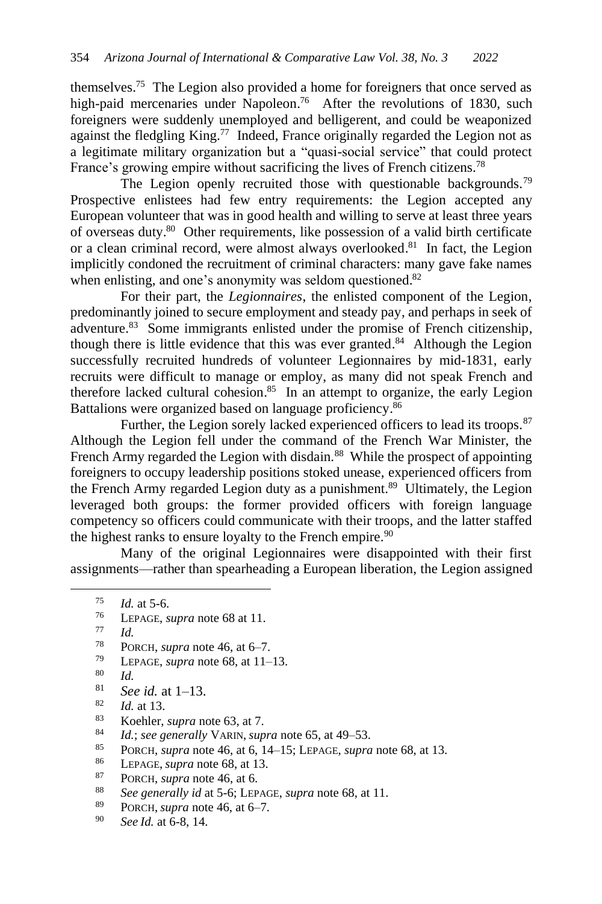themselves.[75] The Legion also provided a home for foreigners that once served as high-paid mercenaries under Napoleon.[76] After the revolutions of 1830, such foreigners were suddenly unemployed and belligerent, and could be weaponized against the fledgling King.[77] Indeed, France originally regarded the Legion not as a legitimate military organization but a "quasi-social service" that could protect France's growing empire without sacrificing the lives of French citizens.[78]

The Legion openly recruited those with questionable backgrounds.[79] Prospective enlistees had few entry requirements: the Legion accepted any European volunteer that was in good health and willing to serve at least three years of overseas duty.[80] Other requirements, like possession of a valid birth certificate or a clean criminal record, were almost always overlooked.[81] In fact, the Legion implicitly condoned the recruitment of criminal characters: many gave fake names when enlisting, and one's anonymity was seldom questioned.[82]

For their part, the *Legionnaires*, the enlisted component of the Legion, predominantly joined to secure employment and steady pay, and perhaps in seek of adventure.[83] Some immigrants enlisted under the promise of French citizenship, though there is little evidence that this was ever granted.[84] Although the Legion successfully recruited hundreds of volunteer Legionnaires by mid-1831, early recruits were difficult to manage or employ, as many did not speak French and therefore lacked cultural cohesion.[85] In an attempt to organize, the early Legion Battalions were organized based on language proficiency.[86]

Further, the Legion sorely lacked experienced officers to lead its troops.[87] Although the Legion fell under the command of the French War Minister, the French Army regarded the Legion with disdain.[88] While the prospect of appointing foreigners to occupy leadership positions stoked unease, experienced officers from the French Army regarded Legion duty as a punishment.[89] Ultimately, the Legion leveraged both groups: the former provided officers with foreign language competency so officers could communicate with their troops, and the latter staffed the highest ranks to ensure loyalty to the French empire.[90]

Many of the original Legionnaires were disappointed with their first assignments—rather than spearheading a European liberation, the Legion assigned

---

[75] *Id.* at 5-6.

[76] Lepage, *supra* note 68 at 11.

[77] *Id.*

[78] Porch, *supra* note 46, at 6–7.

[79] Lepage, *supra* note 68, at 11–13.

[80] *Id.*

[81] *See id.* at 1–13.

[82] *Id.* at 13.

[83] Koehler, *supra* note 63, at 7.

[84] *Id.*; *see generally* Varin, *supra* note 65, at 49–53.

[85] Porch, *supra* note 46, at 6, 14–15; Lepage, *supra* note 68, at 13.

[86] Lepage, *supra* note 68, at 13.

[87] Porch, *supra* note 46, at 6.

[88] *See generally id* at 5-6; Lepage, *supra* note 68, at 11.

[89] Porch, *supra* note 46, at 6–7.

[90] *See Id.* at 6-8, 14.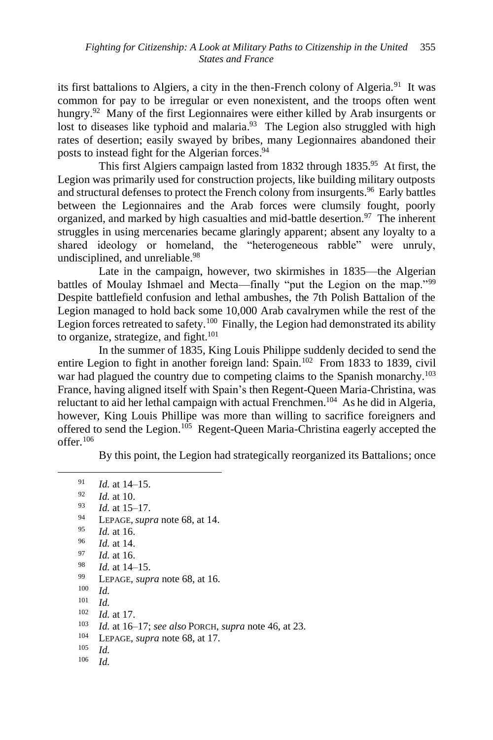its first battalions to Algiers, a city in the then-French colony of Algeria.[91] It was common for pay to be irregular or even nonexistent, and the troops often went hungry.[92] Many of the first Legionnaires were either killed by Arab insurgents or lost to diseases like typhoid and malaria.[93] The Legion also struggled with high rates of desertion; easily swayed by bribes, many Legionnaires abandoned their posts to instead fight for the Algerian forces.[94]

This first Algiers campaign lasted from 1832 through 1835.[95] At first, the Legion was primarily used for construction projects, like building military outposts and structural defenses to protect the French colony from insurgents.[96] Early battles between the Legionnaires and the Arab forces were clumsily fought, poorly organized, and marked by high casualties and mid-battle desertion.[97] The inherent struggles in using mercenaries became glaringly apparent; absent any loyalty to a shared ideology or homeland, the "heterogeneous rabble" were unruly, undisciplined, and unreliable.[98]

Late in the campaign, however, two skirmishes in 1835—the Algerian battles of Moulay Ishmael and Mecta—finally "put the Legion on the map."[99] Despite battlefield confusion and lethal ambushes, the 7th Polish Battalion of the Legion managed to hold back some 10,000 Arab cavalrymen while the rest of the Legion forces retreated to safety.[100] Finally, the Legion had demonstrated its ability to organize, strategize, and fight.[101]

In the summer of 1835, King Louis Philippe suddenly decided to send the entire Legion to fight in another foreign land: Spain.[102] From 1833 to 1839, civil war had plagued the country due to competing claims to the Spanish monarchy.[103] France, having aligned itself with Spain's then Regent-Queen Maria-Christina, was reluctant to aid her lethal campaign with actual Frenchmen.[104] As he did in Algeria, however, King Louis Phillipe was more than willing to sacrifice foreigners and offered to send the Legion.[105] Regent-Queen Maria-Christina eagerly accepted the offer.[106]

By this point, the Legion had strategically reorganized its Battalions; once

---

[91] *Id.* at 14–15.
[92] *Id.* at 10.
[93] *Id.* at 15–17.
[94] LEPAGE, *supra* note 68, at 14.
[95] *Id.* at 16.
[96] *Id.* at 14.
[97] *Id.* at 16.
[98] *Id.* at 14–15.
[99] LEPAGE, *supra* note 68, at 16.
[100] *Id.*
[101] *Id.*
[102] *Id.* at 17.
[103] *Id.* at 16–17; *see also* PORCH, *supra* note 46, at 23.
[104] LEPAGE, *supra* note 68, at 17.
[105] *Id.*
[106] *Id.*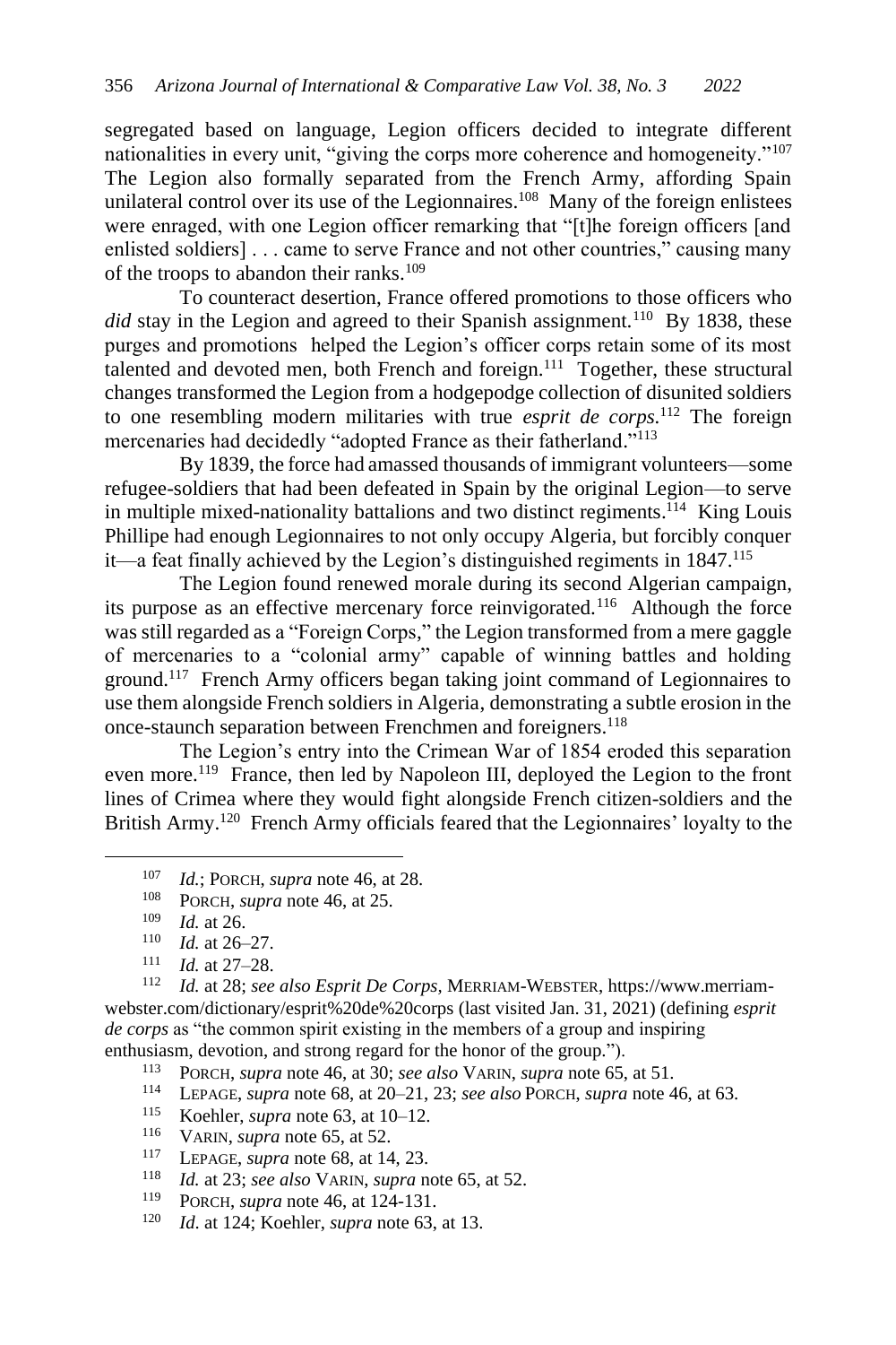segregated based on language, Legion officers decided to integrate different nationalities in every unit, "giving the corps more coherence and homogeneity."[107] The Legion also formally separated from the French Army, affording Spain unilateral control over its use of the Legionnaires.[108] Many of the foreign enlistees were enraged, with one Legion officer remarking that "[t]he foreign officers [and enlisted soldiers] . . . came to serve France and not other countries," causing many of the troops to abandon their ranks.[109]

To counteract desertion, France offered promotions to those officers who *did* stay in the Legion and agreed to their Spanish assignment.[110] By 1838, these purges and promotions helped the Legion's officer corps retain some of its most talented and devoted men, both French and foreign.[111] Together, these structural changes transformed the Legion from a hodgepodge collection of disunited soldiers to one resembling modern militaries with true *esprit de corps*.[112] The foreign mercenaries had decidedly "adopted France as their fatherland."[113]

By 1839, the force had amassed thousands of immigrant volunteers—some refugee-soldiers that had been defeated in Spain by the original Legion—to serve in multiple mixed-nationality battalions and two distinct regiments.[114] King Louis Phillipe had enough Legionnaires to not only occupy Algeria, but forcibly conquer it—a feat finally achieved by the Legion's distinguished regiments in 1847.[115]

The Legion found renewed morale during its second Algerian campaign, its purpose as an effective mercenary force reinvigorated.[116] Although the force was still regarded as a "Foreign Corps," the Legion transformed from a mere gaggle of mercenaries to a "colonial army" capable of winning battles and holding ground.[117] French Army officers began taking joint command of Legionnaires to use them alongside French soldiers in Algeria, demonstrating a subtle erosion in the once-staunch separation between Frenchmen and foreigners.[118]

The Legion's entry into the Crimean War of 1854 eroded this separation even more.[119] France, then led by Napoleon III, deployed the Legion to the front lines of Crimea where they would fight alongside French citizen-soldiers and the British Army.[120] French Army officials feared that the Legionnaires' loyalty to the

---

[107] *Id.*; PORCH, *supra* note 46, at 28.

[108] PORCH, *supra* note 46, at 25.

[109] *Id.* at 26.

[110] *Id.* at 26–27.

[111] *Id.* at 27–28.

[112] *Id.* at 28; *see also Esprit De Corps*, MERRIAM-WEBSTER, https://www.merriam-webster.com/dictionary/esprit%20de%20corps (last visited Jan. 31, 2021) (defining *esprit de corps* as "the common spirit existing in the members of a group and inspiring enthusiasm, devotion, and strong regard for the honor of the group.").

[113] PORCH, *supra* note 46, at 30; *see also* VARIN, *supra* note 65, at 51.

[114] LEPAGE, *supra* note 68, at 20–21, 23; *see also* PORCH, *supra* note 46, at 63.

[115] Koehler, *supra* note 63, at 10–12.

[116] VARIN, *supra* note 65, at 52.

[117] LEPAGE, *supra* note 68, at 14, 23.

[118] *Id.* at 23; *see also* VARIN, *supra* note 65, at 52.

[119] PORCH, *supra* note 46, at 124-131.

[120] *Id*. at 124; Koehler, *supra* note 63, at 13.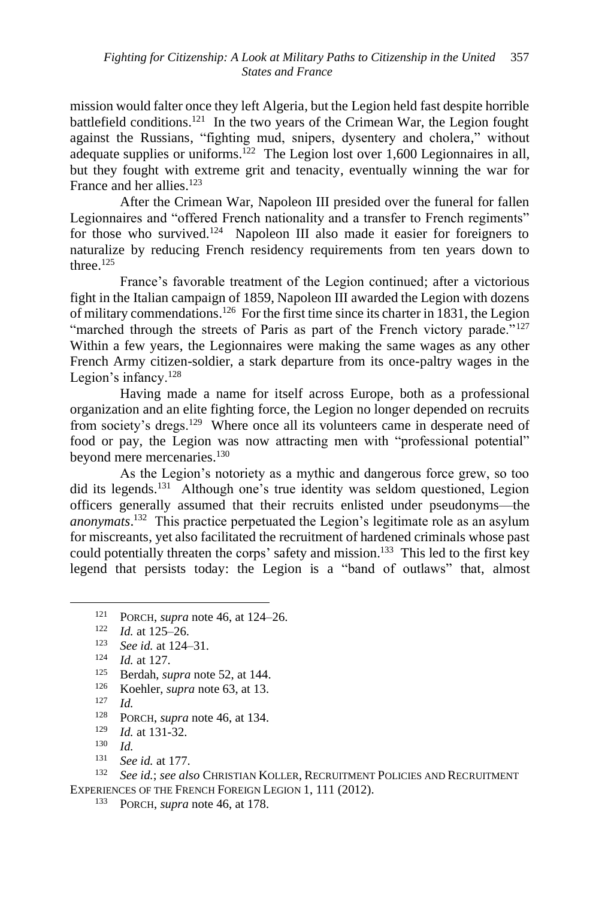mission would falter once they left Algeria, but the Legion held fast despite horrible battlefield conditions.[121] In the two years of the Crimean War, the Legion fought against the Russians, "fighting mud, snipers, dysentery and cholera," without adequate supplies or uniforms.[122] The Legion lost over 1,600 Legionnaires in all, but they fought with extreme grit and tenacity, eventually winning the war for France and her allies.[123]

After the Crimean War, Napoleon III presided over the funeral for fallen Legionnaires and "offered French nationality and a transfer to French regiments" for those who survived.[124] Napoleon III also made it easier for foreigners to naturalize by reducing French residency requirements from ten years down to three.[125]

France's favorable treatment of the Legion continued; after a victorious fight in the Italian campaign of 1859, Napoleon III awarded the Legion with dozens of military commendations.[126] For the first time since its charter in 1831, the Legion "marched through the streets of Paris as part of the French victory parade."[127] Within a few years, the Legionnaires were making the same wages as any other French Army citizen-soldier, a stark departure from its once-paltry wages in the Legion's infancy.[128]

Having made a name for itself across Europe, both as a professional organization and an elite fighting force, the Legion no longer depended on recruits from society's dregs.[129] Where once all its volunteers came in desperate need of food or pay, the Legion was now attracting men with "professional potential" beyond mere mercenaries.[130]

As the Legion's notoriety as a mythic and dangerous force grew, so too did its legends.[131] Although one's true identity was seldom questioned, Legion officers generally assumed that their recruits enlisted under pseudonyms—the *anonymats*.[132] This practice perpetuated the Legion's legitimate role as an asylum for miscreants, yet also facilitated the recruitment of hardened criminals whose past could potentially threaten the corps' safety and mission.[133] This led to the first key legend that persists today: the Legion is a "band of outlaws" that, almost

---

[121] PORCH, *supra* note 46, at 124–26.

[122] *Id.* at 125–26.

[123] *See id.* at 124–31.

[124] *Id.* at 127.

[125] Berdah, *supra* note 52, at 144.

[126] Koehler, *supra* note 63, at 13.

[127] *Id.*

[128] PORCH, *supra* note 46, at 134.

[129] *Id.* at 131-32.

[130] *Id.*

[131] *See id.* at 177.

[132] *See id.*; *see also* CHRISTIAN KOLLER, RECRUITMENT POLICIES AND RECRUITMENT EXPERIENCES OF THE FRENCH FOREIGN LEGION 1, 111 (2012).

[133] PORCH, *supra* note 46, at 178.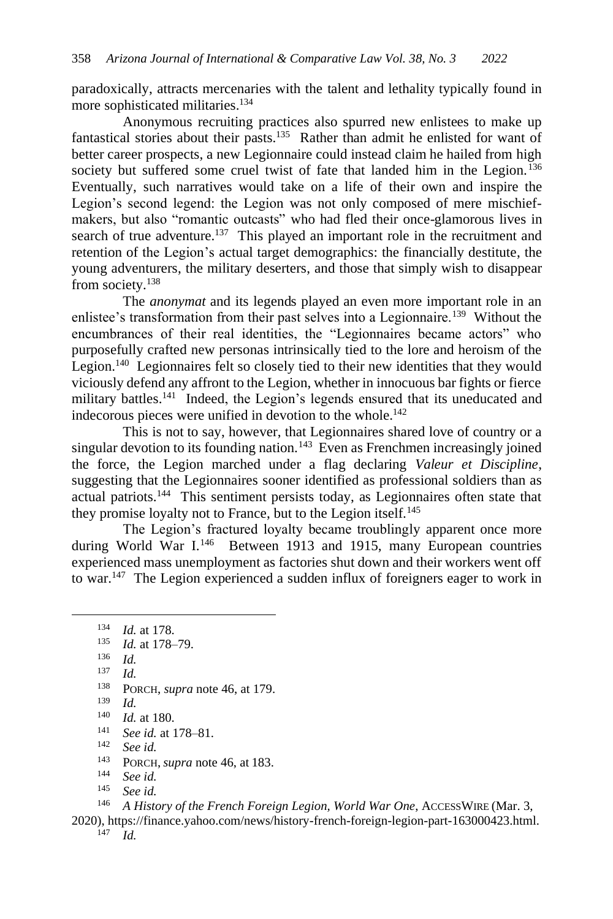paradoxically, attracts mercenaries with the talent and lethality typically found in more sophisticated militaries.[134]

Anonymous recruiting practices also spurred new enlistees to make up fantastical stories about their pasts.[135] Rather than admit he enlisted for want of better career prospects, a new Legionnaire could instead claim he hailed from high society but suffered some cruel twist of fate that landed him in the Legion.[136] Eventually, such narratives would take on a life of their own and inspire the Legion's second legend: the Legion was not only composed of mere mischief-makers, but also "romantic outcasts" who had fled their once-glamorous lives in search of true adventure.[137] This played an important role in the recruitment and retention of the Legion's actual target demographics: the financially destitute, the young adventurers, the military deserters, and those that simply wish to disappear from society.[138]

The *anonymat* and its legends played an even more important role in an enlistee's transformation from their past selves into a Legionnaire.[139] Without the encumbrances of their real identities, the "Legionnaires became actors" who purposefully crafted new personas intrinsically tied to the lore and heroism of the Legion.[140] Legionnaires felt so closely tied to their new identities that they would viciously defend any affront to the Legion, whether in innocuous bar fights or fierce military battles.[141] Indeed, the Legion's legends ensured that its uneducated and indecorous pieces were unified in devotion to the whole.[142]

This is not to say, however, that Legionnaires shared love of country or a singular devotion to its founding nation.[143] Even as Frenchmen increasingly joined the force, the Legion marched under a flag declaring *Valeur et Discipline*, suggesting that the Legionnaires sooner identified as professional soldiers than as actual patriots.[144] This sentiment persists today, as Legionnaires often state that they promise loyalty not to France, but to the Legion itself.[145]

The Legion's fractured loyalty became troublingly apparent once more during World War I.[146] Between 1913 and 1915, many European countries experienced mass unemployment as factories shut down and their workers went off to war.[147] The Legion experienced a sudden influx of foreigners eager to work in

---

[134] *Id.* at 178.

[135] *Id.* at 178–79.

[136] *Id.*

[137] *Id.*

[138] PORCH, *supra* note 46, at 179.

[139] *Id.*

[140] *Id.* at 180.

[141] *See id.* at 178–81.

[142] *See id.*

[143] PORCH, *supra* note 46, at 183.

[144] *See id.*

[145] *See id.*

[146] *A History of the French Foreign Legion, World War One*, ACCESSWIRE (Mar. 3, 2020), https://finance.yahoo.com/news/history-french-foreign-legion-part-163000423.html.

[147] *Id.*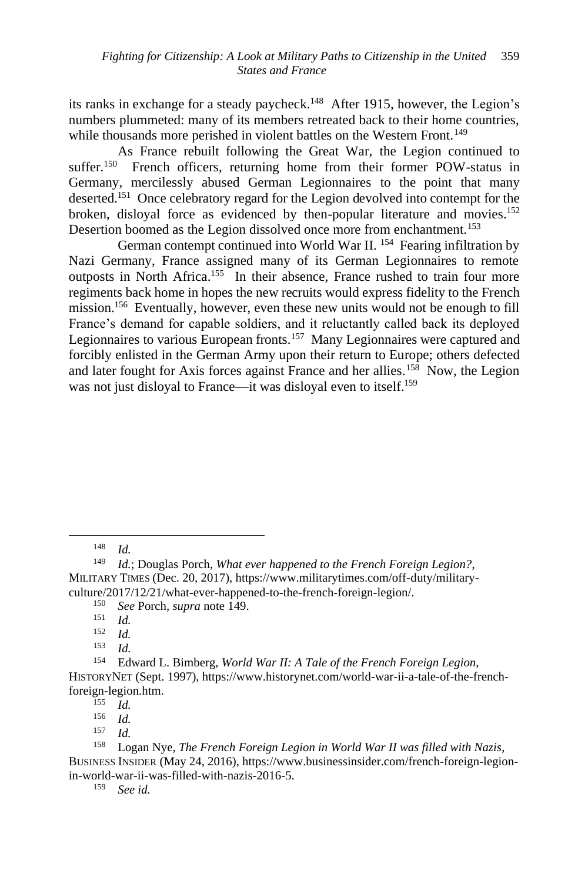its ranks in exchange for a steady paycheck.[148] After 1915, however, the Legion's numbers plummeted: many of its members retreated back to their home countries, while thousands more perished in violent battles on the Western Front.[149]

As France rebuilt following the Great War, the Legion continued to suffer.[150] French officers, returning home from their former POW-status in Germany, mercilessly abused German Legionnaires to the point that many deserted.[151] Once celebratory regard for the Legion devolved into contempt for the broken, disloyal force as evidenced by then-popular literature and movies.[152] Desertion boomed as the Legion dissolved once more from enchantment.[153]

German contempt continued into World War II. [154] Fearing infiltration by Nazi Germany, France assigned many of its German Legionnaires to remote outposts in North Africa.[155] In their absence, France rushed to train four more regiments back home in hopes the new recruits would express fidelity to the French mission.[156] Eventually, however, even these new units would not be enough to fill France's demand for capable soldiers, and it reluctantly called back its deployed Legionnaires to various European fronts.[157] Many Legionnaires were captured and forcibly enlisted in the German Army upon their return to Europe; others defected and later fought for Axis forces against France and her allies.[158] Now, the Legion was not just disloyal to France—it was disloyal even to itself.[159]

---

[148] *Id.*

[149] *Id.*; Douglas Porch, *What ever happened to the French Foreign Legion?*, MILITARY TIMES (Dec. 20, 2017), https://www.militarytimes.com/off-duty/military-culture/2017/12/21/what-ever-happened-to-the-french-foreign-legion/.

[150] *See* Porch, *supra* note 149.

[151] *Id.*

[152] *Id.*

[153] *Id.*

[154] Edward L. Bimberg, *World War II: A Tale of the French Foreign Legion*, HISTORYNET (Sept. 1997), https://www.historynet.com/world-war-ii-a-tale-of-the-french-foreign-legion.htm.

[155] *Id.*

[156] *Id.*

[157] *Id.*

[158] Logan Nye, *The French Foreign Legion in World War II was filled with Nazis*, BUSINESS INSIDER (May 24, 2016), https://www.businessinsider.com/french-foreign-legion-in-world-war-ii-was-filled-with-nazis-2016-5.

[159] *See id.*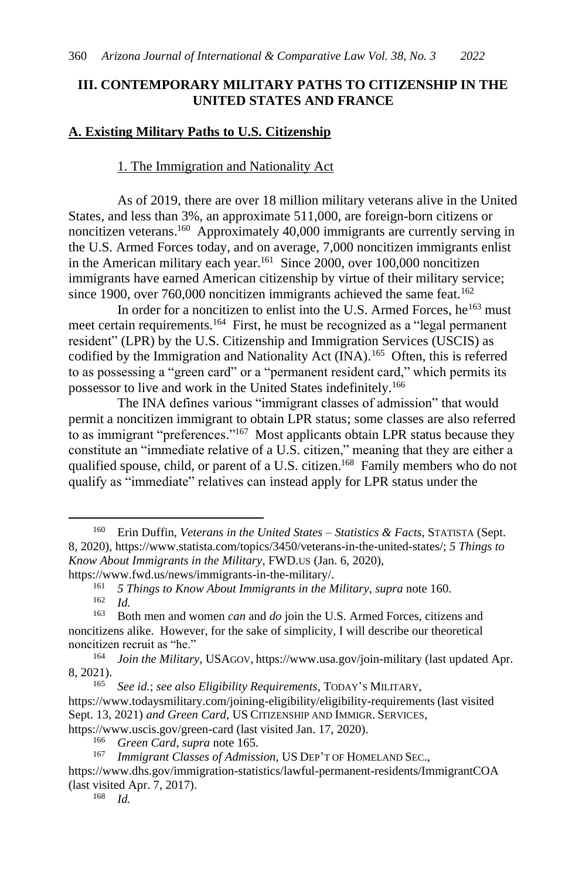## III. CONTEMPORARY MILITARY PATHS TO CITIZENSHIP IN THE UNITED STATES AND FRANCE

### A. Existing Military Paths to U.S. Citizenship

#### 1. The Immigration and Nationality Act

As of 2019, there are over 18 million military veterans alive in the United States, and less than 3%, an approximate 511,000, are foreign-born citizens or noncitizen veterans.[160] Approximately 40,000 immigrants are currently serving in the U.S. Armed Forces today, and on average, 7,000 noncitizen immigrants enlist in the American military each year.[161] Since 2000, over 100,000 noncitizen immigrants have earned American citizenship by virtue of their military service; since 1900, over 760,000 noncitizen immigrants achieved the same feat.[162]

In order for a noncitizen to enlist into the U.S. Armed Forces, he[163] must meet certain requirements.[164] First, he must be recognized as a "legal permanent resident" (LPR) by the U.S. Citizenship and Immigration Services (USCIS) as codified by the Immigration and Nationality Act (INA).[165] Often, this is referred to as possessing a "green card" or a "permanent resident card," which permits its possessor to live and work in the United States indefinitely.[166]

The INA defines various "immigrant classes of admission" that would permit a noncitizen immigrant to obtain LPR status; some classes are also referred to as immigrant "preferences."[167] Most applicants obtain LPR status because they constitute an "immediate relative of a U.S. citizen," meaning that they are either a qualified spouse, child, or parent of a U.S. citizen.[168] Family members who do not qualify as "immediate" relatives can instead apply for LPR status under the

---

[160] Erin Duffin, *Veterans in the United States – Statistics & Facts*, STATISTA (Sept. 8, 2020), https://www.statista.com/topics/3450/veterans-in-the-united-states/; *5 Things to Know About Immigrants in the Military*, FWD.US (Jan. 6, 2020), https://www.fwd.us/news/immigrants-in-the-military/.

[161] *5 Things to Know About Immigrants in the Military*, *supra* note 160.

[162] *Id.*

[163] Both men and women *can* and *do* join the U.S. Armed Forces, citizens and noncitizens alike. However, for the sake of simplicity, I will describe our theoretical noncitizen recruit as "he."

[164] *Join the Military*, USAGOV, https://www.usa.gov/join-military (last updated Apr. 8, 2021).

[165] *See id.*; *see also Eligibility Requirements*, TODAY'S MILITARY, https://www.todaysmilitary.com/joining-eligibility/eligibility-requirements (last visited Sept. 13, 2021) *and Green Card*, US CITIZENSHIP AND IMMIGR. SERVICES, https://www.uscis.gov/green-card (last visited Jan. 17, 2020).

[166] *Green Card*, *supra* note 165.

[167] *Immigrant Classes of Admission*, US DEP'T OF HOMELAND SEC., https://www.dhs.gov/immigration-statistics/lawful-permanent-residents/ImmigrantCOA (last visited Apr. 7, 2017).

[168] *Id.*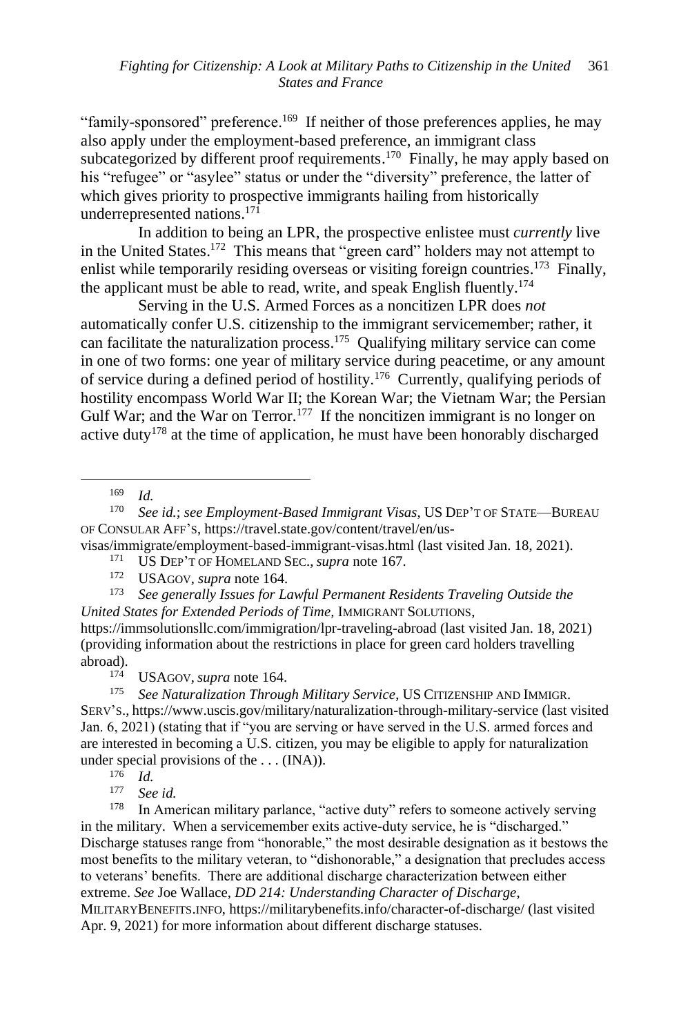"family-sponsored" preference.[169] If neither of those preferences applies, he may also apply under the employment-based preference, an immigrant class subcategorized by different proof requirements.[170] Finally, he may apply based on his "refugee" or "asylee" status or under the "diversity" preference, the latter of which gives priority to prospective immigrants hailing from historically underrepresented nations.[171]

In addition to being an LPR, the prospective enlistee must *currently* live in the United States.[172] This means that "green card" holders may not attempt to enlist while temporarily residing overseas or visiting foreign countries.[173] Finally, the applicant must be able to read, write, and speak English fluently.[174]

Serving in the U.S. Armed Forces as a noncitizen LPR does *not* automatically confer U.S. citizenship to the immigrant servicemember; rather, it can facilitate the naturalization process.[175] Qualifying military service can come in one of two forms: one year of military service during peacetime, or any amount of service during a defined period of hostility.[176] Currently, qualifying periods of hostility encompass World War II; the Korean War; the Vietnam War; the Persian Gulf War; and the War on Terror.[177] If the noncitizen immigrant is no longer on active duty[178] at the time of application, he must have been honorably discharged

---

[169] *Id.*

[170] *See id.*; *see Employment-Based Immigrant Visas*, US DEP'T OF STATE—BUREAU OF CONSULAR AFF'S, https://travel.state.gov/content/travel/en/us-visas/immigrate/employment-based-immigrant-visas.html (last visited Jan. 18, 2021).

[171] US DEP'T OF HOMELAND SEC., *supra* note 167.

[172] USAGOV, *supra* note 164.

[173] *See generally Issues for Lawful Permanent Residents Traveling Outside the United States for Extended Periods of Time*, IMMIGRANT SOLUTIONS, https://immsolutionsllc.com/immigration/lpr-traveling-abroad (last visited Jan. 18, 2021) (providing information about the restrictions in place for green card holders travelling abroad).

[174] USAGOV, *supra* note 164.

[175] *See Naturalization Through Military Service*, US CITIZENSHIP AND IMMIGR. SERV'S., https://www.uscis.gov/military/naturalization-through-military-service (last visited Jan. 6, 2021) (stating that if "you are serving or have served in the U.S. armed forces and are interested in becoming a U.S. citizen, you may be eligible to apply for naturalization under special provisions of the . . . (INA)).

[176] *Id.*

[177] *See id.*

[178] In American military parlance, "active duty" refers to someone actively serving in the military. When a servicemember exits active-duty service, he is "discharged." Discharge statuses range from "honorable," the most desirable designation as it bestows the most benefits to the military veteran, to "dishonorable," a designation that precludes access to veterans' benefits. There are additional discharge characterization between either extreme. *See* Joe Wallace, *DD 214: Understanding Character of Discharge*, MILITARYBENEFITS.INFO, https://militarybenefits.info/character-of-discharge/ (last visited Apr. 9, 2021) for more information about different discharge statuses.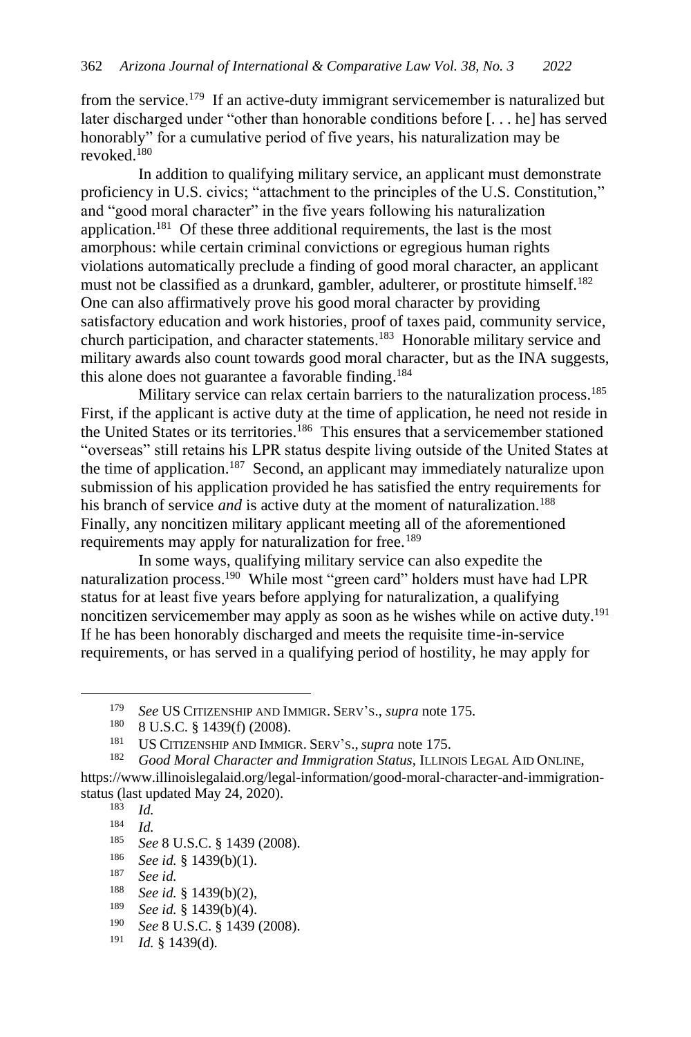from the service.[179] If an active-duty immigrant servicemember is naturalized but later discharged under "other than honorable conditions before [. . . he] has served honorably" for a cumulative period of five years, his naturalization may be revoked.[180]

In addition to qualifying military service, an applicant must demonstrate proficiency in U.S. civics; "attachment to the principles of the U.S. Constitution," and "good moral character" in the five years following his naturalization application.[181] Of these three additional requirements, the last is the most amorphous: while certain criminal convictions or egregious human rights violations automatically preclude a finding of good moral character, an applicant must not be classified as a drunkard, gambler, adulterer, or prostitute himself.[182] One can also affirmatively prove his good moral character by providing satisfactory education and work histories, proof of taxes paid, community service, church participation, and character statements.[183] Honorable military service and military awards also count towards good moral character, but as the INA suggests, this alone does not guarantee a favorable finding.[184]

Military service can relax certain barriers to the naturalization process.[185] First, if the applicant is active duty at the time of application, he need not reside in the United States or its territories.[186] This ensures that a servicemember stationed "overseas" still retains his LPR status despite living outside of the United States at the time of application.[187] Second, an applicant may immediately naturalize upon submission of his application provided he has satisfied the entry requirements for his branch of service *and* is active duty at the moment of naturalization.[188] Finally, any noncitizen military applicant meeting all of the aforementioned requirements may apply for naturalization for free.[189]

In some ways, qualifying military service can also expedite the naturalization process.[190] While most "green card" holders must have had LPR status for at least five years before applying for naturalization, a qualifying noncitizen servicemember may apply as soon as he wishes while on active duty.[191] If he has been honorably discharged and meets the requisite time-in-service requirements, or has served in a qualifying period of hostility, he may apply for

---

[179] *See* US CITIZENSHIP AND IMMIGR. SERV'S., *supra* note 175.

[180] 8 U.S.C. § 1439(f) (2008).

[181] US CITIZENSHIP AND IMMIGR. SERV'S., *supra* note 175.

[182] *Good Moral Character and Immigration Status*, ILLINOIS LEGAL AID ONLINE, https://www.illinoislegalaid.org/legal-information/good-moral-character-and-immigration-status (last updated May 24, 2020).

[183] *Id.*

[184] *Id.*

[185] *See* 8 U.S.C. § 1439 (2008).

[186] *See id.* § 1439(b)(1).

[187] *See id.*

[188] *See id.* § 1439(b)(2),

[189] *See id.* § 1439(b)(4).

[190] *See* 8 U.S.C. § 1439 (2008).

[191] *Id.* § 1439(d).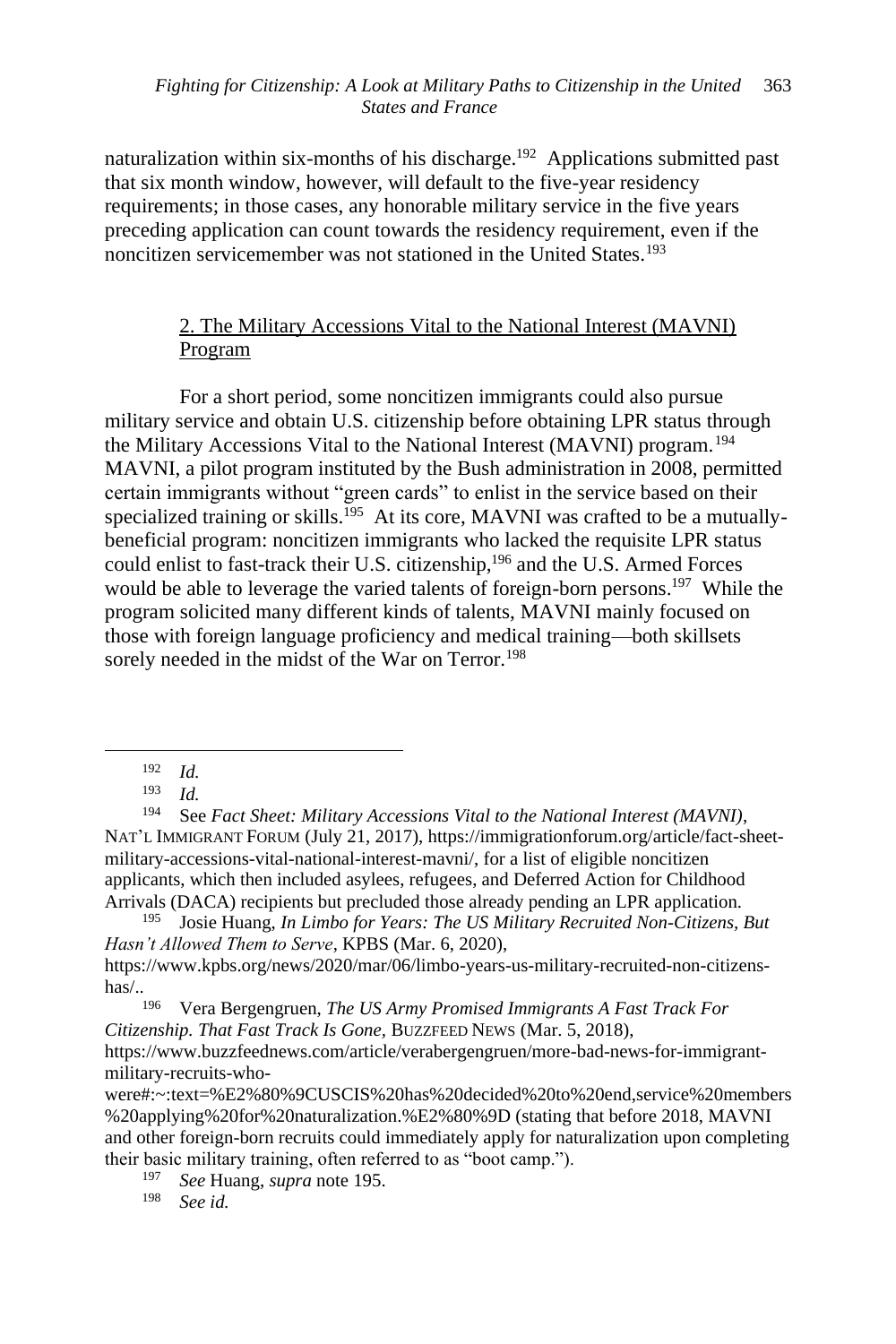naturalization within six-months of his discharge.[192] Applications submitted past that six month window, however, will default to the five-year residency requirements; in those cases, any honorable military service in the five years preceding application can count towards the residency requirement, even if the noncitizen servicemember was not stationed in the United States.[193]

### 2. The Military Accessions Vital to the National Interest (MAVNI) Program

For a short period, some noncitizen immigrants could also pursue military service and obtain U.S. citizenship before obtaining LPR status through the Military Accessions Vital to the National Interest (MAVNI) program.[194] MAVNI, a pilot program instituted by the Bush administration in 2008, permitted certain immigrants without "green cards" to enlist in the service based on their specialized training or skills.[195] At its core, MAVNI was crafted to be a mutually-beneficial program: noncitizen immigrants who lacked the requisite LPR status could enlist to fast-track their U.S. citizenship,[196] and the U.S. Armed Forces would be able to leverage the varied talents of foreign-born persons.[197] While the program solicited many different kinds of talents, MAVNI mainly focused on those with foreign language proficiency and medical training—both skillsets sorely needed in the midst of the War on Terror.[198]

---

[192] *Id.*

[193] *Id.*

[194] See *Fact Sheet: Military Accessions Vital to the National Interest (MAVNI)*, NAT'L IMMIGRANT FORUM (July 21, 2017), https://immigrationforum.org/article/fact-sheet-military-accessions-vital-national-interest-mavni/, for a list of eligible noncitizen applicants, which then included asylees, refugees, and Deferred Action for Childhood Arrivals (DACA) recipients but precluded those already pending an LPR application.

[195] Josie Huang, *In Limbo for Years: The US Military Recruited Non-Citizens, But Hasn't Allowed Them to Serve*, KPBS (Mar. 6, 2020), https://www.kpbs.org/news/2020/mar/06/limbo-years-us-military-recruited-non-citizens-has/..

[196] Vera Bergengruen, *The US Army Promised Immigrants A Fast Track For Citizenship. That Fast Track Is Gone*, BUZZFEED NEWS (Mar. 5, 2018), https://www.buzzfeednews.com/article/verabergengruen/more-bad-news-for-immigrant-military-recruits-who-were#:~:text=%E2%80%9CUSCIS%20has%20decided%20to%20end,service%20members%20applying%20for%20naturalization.%E2%80%9D (stating that before 2018, MAVNI and other foreign-born recruits could immediately apply for naturalization upon completing their basic military training, often referred to as "boot camp.").

[197] *See* Huang, *supra* note 195.

[198] *See id.*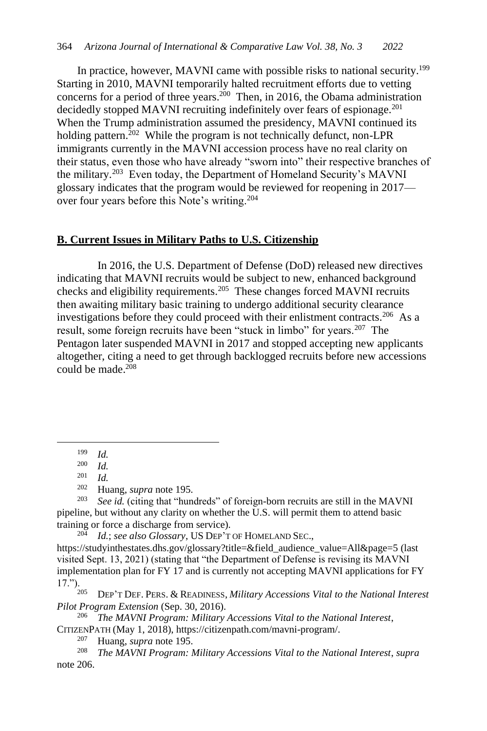In practice, however, MAVNI came with possible risks to national security.[199] Starting in 2010, MAVNI temporarily halted recruitment efforts due to vetting concerns for a period of three years.[200] Then, in 2016, the Obama administration decidedly stopped MAVNI recruiting indefinitely over fears of espionage.[201] When the Trump administration assumed the presidency, MAVNI continued its holding pattern.[202] While the program is not technically defunct, non-LPR immigrants currently in the MAVNI accession process have no real clarity on their status, even those who have already "sworn into" their respective branches of the military.[203] Even today, the Department of Homeland Security's MAVNI glossary indicates that the program would be reviewed for reopening in 2017—over four years before this Note's writing.[204]

## B. Current Issues in Military Paths to U.S. Citizenship

In 2016, the U.S. Department of Defense (DoD) released new directives indicating that MAVNI recruits would be subject to new, enhanced background checks and eligibility requirements.[205] These changes forced MAVNI recruits then awaiting military basic training to undergo additional security clearance investigations before they could proceed with their enlistment contracts.[206] As a result, some foreign recruits have been "stuck in limbo" for years.[207] The Pentagon later suspended MAVNI in 2017 and stopped accepting new applicants altogether, citing a need to get through backlogged recruits before new accessions could be made.[208]

---

[199] *Id.*

[200] *Id.*

[201] *Id.*

[202] Huang, *supra* note 195.

[203] *See id.* (citing that "hundreds" of foreign-born recruits are still in the MAVNI pipeline, but without any clarity on whether the U.S. will permit them to attend basic training or force a discharge from service).

[204] *Id.*; *see also Glossary*, US DEP'T OF HOMELAND SEC., https://studyinthestates.dhs.gov/glossary?title=&field_audience_value=All&page=5 (last visited Sept. 13, 2021) (stating that "the Department of Defense is revising its MAVNI implementation plan for FY 17 and is currently not accepting MAVNI applications for FY 17.").

[205] DEP'T DEF. PERS. & READINESS, *Military Accessions Vital to the National Interest Pilot Program Extension* (Sep. 30, 2016).

[206] *The MAVNI Program: Military Accessions Vital to the National Interest*, CITIZENPATH (May 1, 2018), https://citizenpath.com/mavni-program/.

[207] Huang, *supra* note 195.

[208] *The MAVNI Program: Military Accessions Vital to the National Interest*, *supra* note 206.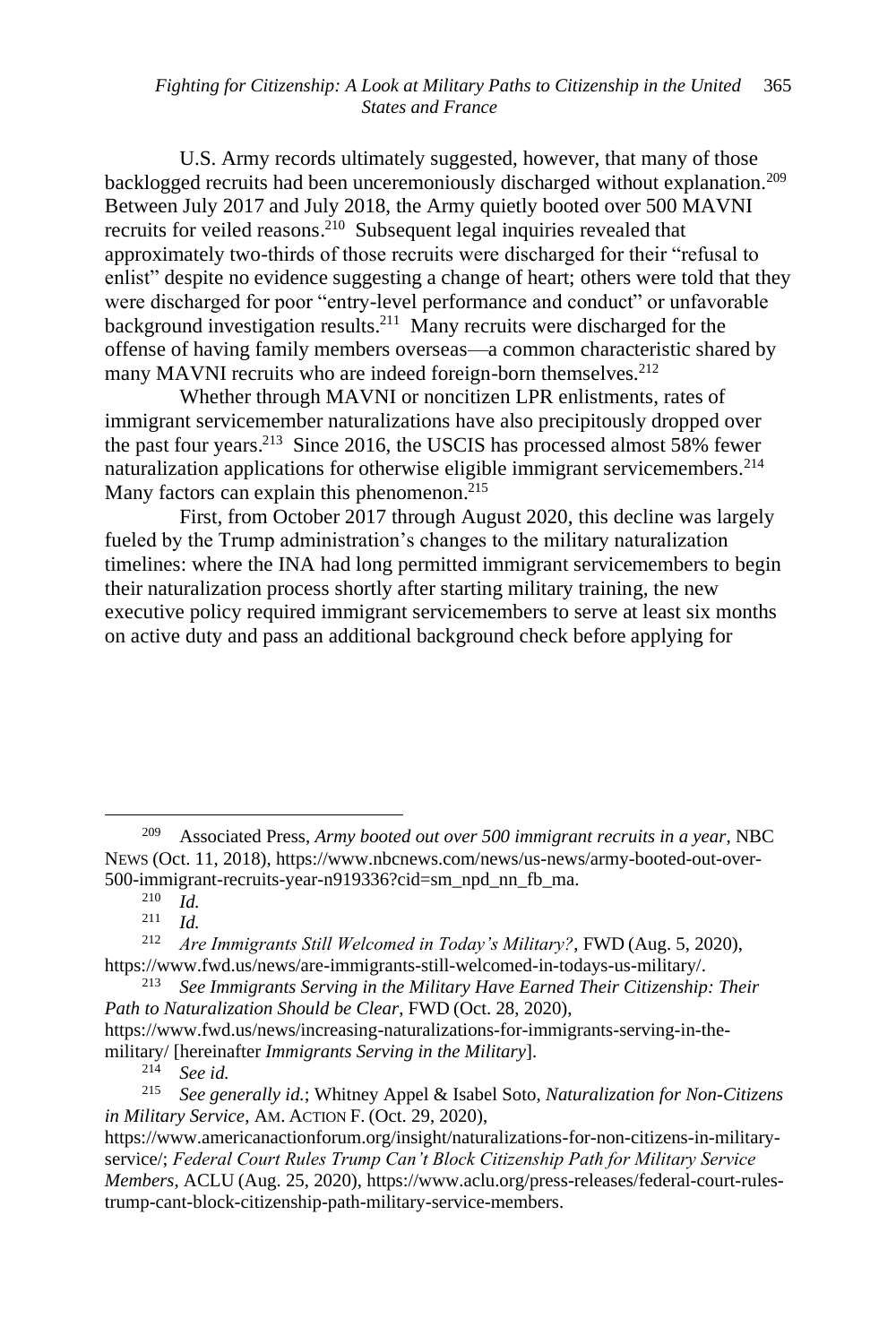U.S. Army records ultimately suggested, however, that many of those backlogged recruits had been unceremoniously discharged without explanation.[209] Between July 2017 and July 2018, the Army quietly booted over 500 MAVNI recruits for veiled reasons.[210] Subsequent legal inquiries revealed that approximately two-thirds of those recruits were discharged for their "refusal to enlist" despite no evidence suggesting a change of heart; others were told that they were discharged for poor "entry-level performance and conduct" or unfavorable background investigation results.[211] Many recruits were discharged for the offense of having family members overseas—a common characteristic shared by many MAVNI recruits who are indeed foreign-born themselves.[212]

Whether through MAVNI or noncitizen LPR enlistments, rates of immigrant servicemember naturalizations have also precipitously dropped over the past four years.[213] Since 2016, the USCIS has processed almost 58% fewer naturalization applications for otherwise eligible immigrant servicemembers.[214] Many factors can explain this phenomenon.[215]

First, from October 2017 through August 2020, this decline was largely fueled by the Trump administration's changes to the military naturalization timelines: where the INA had long permitted immigrant servicemembers to begin their naturalization process shortly after starting military training, the new executive policy required immigrant servicemembers to serve at least six months on active duty and pass an additional background check before applying for

---

[209] Associated Press, *Army booted out over 500 immigrant recruits in a year*, NBC NEWS (Oct. 11, 2018), https://www.nbcnews.com/news/us-news/army-booted-out-over-500-immigrant-recruits-year-n919336?cid=sm_npd_nn_fb_ma.

[210] *Id.*

[211] *Id.*

[212] *Are Immigrants Still Welcomed in Today's Military?*, FWD (Aug. 5, 2020), https://www.fwd.us/news/are-immigrants-still-welcomed-in-todays-us-military/.

[213] *See Immigrants Serving in the Military Have Earned Their Citizenship: Their Path to Naturalization Should be Clear*, FWD (Oct. 28, 2020), https://www.fwd.us/news/increasing-naturalizations-for-immigrants-serving-in-the-military/ [hereinafter *Immigrants Serving in the Military*].

[214] *See id.*

[215] *See generally id.*; Whitney Appel & Isabel Soto, *Naturalization for Non-Citizens in Military Service*, AM. ACTION F. (Oct. 29, 2020), https://www.americanactionforum.org/insight/naturalizations-for-non-citizens-in-military-service/; *Federal Court Rules Trump Can't Block Citizenship Path for Military Service Members*, ACLU (Aug. 25, 2020), https://www.aclu.org/press-releases/federal-court-rules-trump-cant-block-citizenship-path-military-service-members.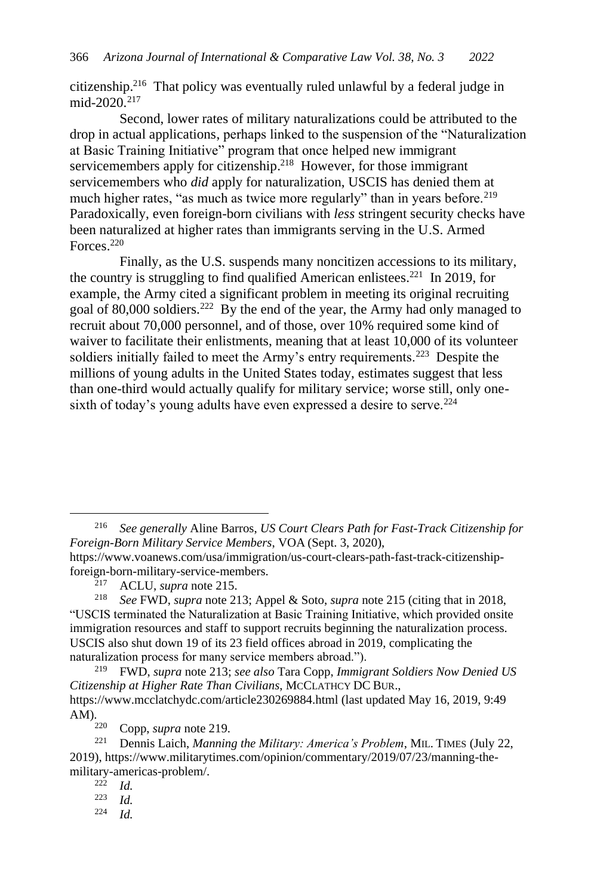citizenship.[216] That policy was eventually ruled unlawful by a federal judge in mid-2020.[217]

Second, lower rates of military naturalizations could be attributed to the drop in actual applications, perhaps linked to the suspension of the "Naturalization at Basic Training Initiative" program that once helped new immigrant servicemembers apply for citizenship.[218] However, for those immigrant servicemembers who *did* apply for naturalization, USCIS has denied them at much higher rates, "as much as twice more regularly" than in years before.[219] Paradoxically, even foreign-born civilians with *less* stringent security checks have been naturalized at higher rates than immigrants serving in the U.S. Armed Forces.[220]

Finally, as the U.S. suspends many noncitizen accessions to its military, the country is struggling to find qualified American enlistees.[221] In 2019, for example, the Army cited a significant problem in meeting its original recruiting goal of 80,000 soldiers.[222] By the end of the year, the Army had only managed to recruit about 70,000 personnel, and of those, over 10% required some kind of waiver to facilitate their enlistments, meaning that at least 10,000 of its volunteer soldiers initially failed to meet the Army's entry requirements.[223] Despite the millions of young adults in the United States today, estimates suggest that less than one-third would actually qualify for military service; worse still, only one-sixth of today's young adults have even expressed a desire to serve.[224]

---

[216] *See generally* Aline Barros, *US Court Clears Path for Fast-Track Citizenship for Foreign-Born Military Service Members*, VOA (Sept. 3, 2020), https://www.voanews.com/usa/immigration/us-court-clears-path-fast-track-citizenship-foreign-born-military-service-members.

[217] ACLU, *supra* note 215.

[218] *See* FWD, *supra* note 213; Appel & Soto, *supra* note 215 (citing that in 2018, "USCIS terminated the Naturalization at Basic Training Initiative, which provided onsite immigration resources and staff to support recruits beginning the naturalization process. USCIS also shut down 19 of its 23 field offices abroad in 2019, complicating the naturalization process for many service members abroad.").

[219] FWD, *supra* note 213; *see also* Tara Copp, *Immigrant Soldiers Now Denied US Citizenship at Higher Rate Than Civilians*, MCCLATHCY DC BUR., https://www.mcclatchydc.com/article230269884.html (last updated May 16, 2019, 9:49 AM).

[220] Copp, *supra* note 219.

[221] Dennis Laich, *Manning the Military: America's Problem*, MIL. TIMES (July 22, 2019), https://www.militarytimes.com/opinion/commentary/2019/07/23/manning-the-military-americas-problem/.

[222] *Id.*

[223] *Id.*

[224] *Id.*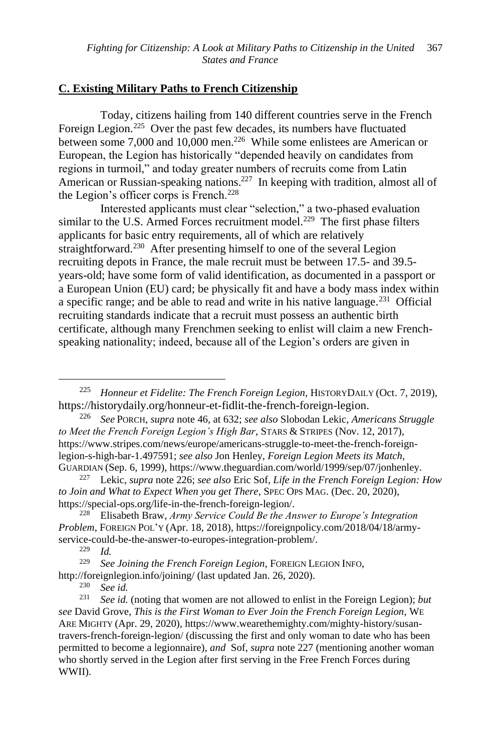## C. Existing Military Paths to French Citizenship

Today, citizens hailing from 140 different countries serve in the French Foreign Legion.[225] Over the past few decades, its numbers have fluctuated between some 7,000 and 10,000 men.[226] While some enlistees are American or European, the Legion has historically "depended heavily on candidates from regions in turmoil," and today greater numbers of recruits come from Latin American or Russian-speaking nations.[227] In keeping with tradition, almost all of the Legion's officer corps is French.[228]

Interested applicants must clear "selection," a two-phased evaluation similar to the U.S. Armed Forces recruitment model.[229] The first phase filters applicants for basic entry requirements, all of which are relatively straightforward.[230] After presenting himself to one of the several Legion recruiting depots in France, the male recruit must be between 17.5- and 39.5-years-old; have some form of valid identification, as documented in a passport or a European Union (EU) card; be physically fit and have a body mass index within a specific range; and be able to read and write in his native language.[231] Official recruiting standards indicate that a recruit must possess an authentic birth certificate, although many Frenchmen seeking to enlist will claim a new French-speaking nationality; indeed, because all of the Legion's orders are given in

---

[225] *Honneur et Fidelite: The French Foreign Legion*, HISTORYDAILY (Oct. 7, 2019), https://historydaily.org/honneur-et-fidlit-the-french-foreign-legion.

[226] *See* PORCH, *supra* note 46, at 632; *see also* Slobodan Lekic, *Americans Struggle to Meet the French Foreign Legion's High Bar*, STARS & STRIPES (Nov. 12, 2017), https://www.stripes.com/news/europe/americans-struggle-to-meet-the-french-foreign-legion-s-high-bar-1.497591; *see also* Jon Henley, *Foreign Legion Meets its Match*, GUARDIAN (Sep. 6, 1999), https://www.theguardian.com/world/1999/sep/07/jonhenley.

[227] Lekic, *supra* note 226; *see also* Eric Sof, *Life in the French Foreign Legion: How to Join and What to Expect When you get There*, SPEC OPS MAG. (Dec. 20, 2020), https://special-ops.org/life-in-the-french-foreign-legion/.

[228] Elisabeth Braw, *Army Service Could Be the Answer to Europe's Integration Problem*, FOREIGN POL'Y (Apr. 18, 2018), https://foreignpolicy.com/2018/04/18/army-service-could-be-the-answer-to-europes-integration-problem/.

[229] *Id.*

[229] *See Joining the French Foreign Legion*, FOREIGN LEGION INFO, http://foreignlegion.info/joining/ (last updated Jan. 26, 2020).

[230] *See id.*

[231] *See id.* (noting that women are not allowed to enlist in the Foreign Legion); *but see* David Grove, *This is the First Woman to Ever Join the French Foreign Legion*, WE ARE MIGHTY (Apr. 29, 2020), https://www.wearethemighty.com/mighty-history/susan-travers-french-foreign-legion/ (discussing the first and only woman to date who has been permitted to become a legionnaire), *and* Sof, *supra* note 227 (mentioning another woman who shortly served in the Legion after first serving in the Free French Forces during WWII).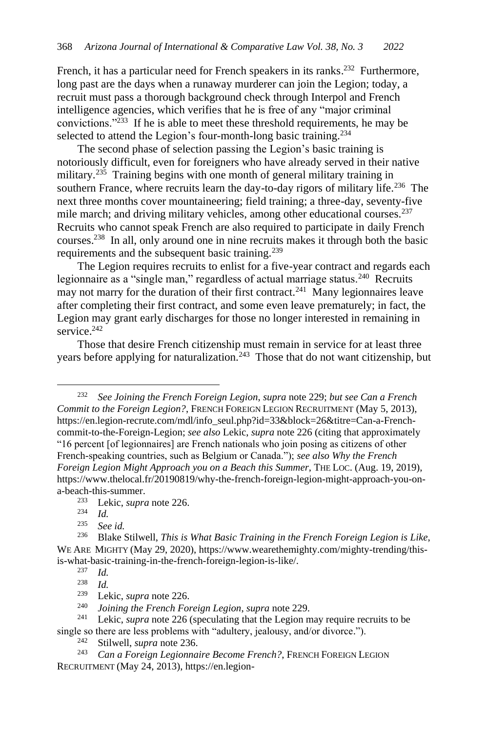French, it has a particular need for French speakers in its ranks.[232] Furthermore, long past are the days when a runaway murderer can join the Legion; today, a recruit must pass a thorough background check through Interpol and French intelligence agencies, which verifies that he is free of any "major criminal convictions."[233] If he is able to meet these threshold requirements, he may be selected to attend the Legion's four-month-long basic training.[234]

The second phase of selection passing the Legion's basic training is notoriously difficult, even for foreigners who have already served in their native military.[235] Training begins with one month of general military training in southern France, where recruits learn the day-to-day rigors of military life.[236] The next three months cover mountaineering; field training; a three-day, seventy-five mile march; and driving military vehicles, among other educational courses.[237] Recruits who cannot speak French are also required to participate in daily French courses.[238] In all, only around one in nine recruits makes it through both the basic requirements and the subsequent basic training.[239]

The Legion requires recruits to enlist for a five-year contract and regards each legionnaire as a "single man," regardless of actual marriage status.[240] Recruits may not marry for the duration of their first contract.[241] Many legionnaires leave after completing their first contract, and some even leave prematurely; in fact, the Legion may grant early discharges for those no longer interested in remaining in service.[242]

Those that desire French citizenship must remain in service for at least three years before applying for naturalization.[243] Those that do not want citizenship, but

---

[232] *See Joining the French Foreign Legion*, *supra* note 229; *but see Can a French Commit to the Foreign Legion?*, FRENCH FOREIGN LEGION RECRUITMENT (May 5, 2013), https://en.legion-recrute.com/mdl/info_seul.php?id=33&block=26&titre=Can-a-French-commit-to-the-Foreign-Legion; *see also* Lekic, *supra* note 226 (citing that approximately "16 percent [of legionnaires] are French nationals who join posing as citizens of other French-speaking countries, such as Belgium or Canada."); *see also Why the French Foreign Legion Might Approach you on a Beach this Summer*, THE LOC. (Aug. 19, 2019), https://www.thelocal.fr/20190819/why-the-french-foreign-legion-might-approach-you-on-a-beach-this-summer.

[233] Lekic, *supra* note 226.

[234] *Id.*

[235] *See id.*

[236] Blake Stilwell, *This is What Basic Training in the French Foreign Legion is Like*, WE ARE MIGHTY (May 29, 2020), https://www.wearethemighty.com/mighty-trending/this-is-what-basic-training-in-the-french-foreign-legion-is-like/.

[237] *Id.*

[238] *Id.*

[239] Lekic, *supra* note 226.

[240] *Joining the French Foreign Legion*, *supra* note 229.

[241] Lekic, *supra* note 226 (speculating that the Legion may require recruits to be single so there are less problems with "adultery, jealousy, and/or divorce.").

[242] Stilwell, *supra* note 236.

[243] *Can a Foreign Legionnaire Become French?*, FRENCH FOREIGN LEGION RECRUITMENT (May 24, 2013), https://en.legion-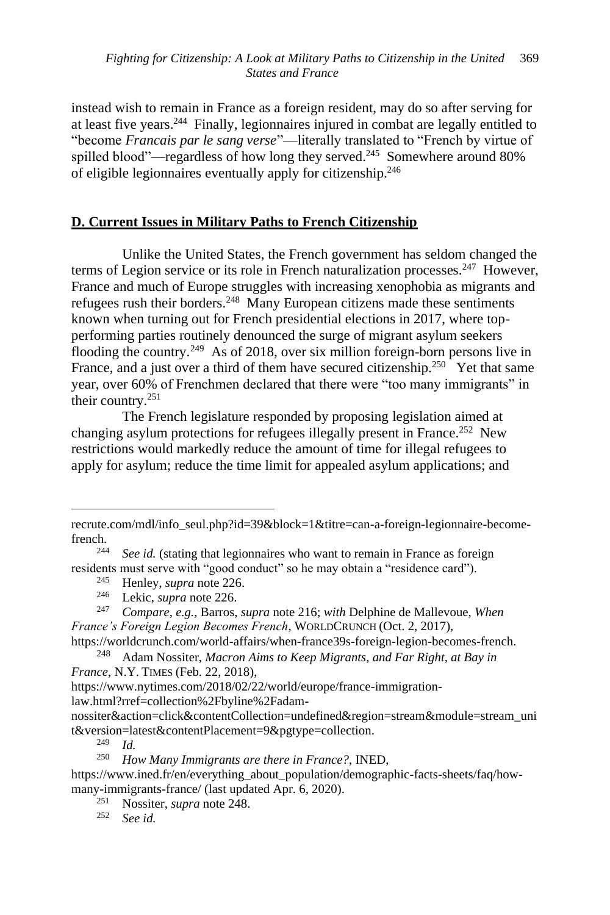instead wish to remain in France as a foreign resident, may do so after serving for at least five years.[244] Finally, legionnaires injured in combat are legally entitled to "become *Francais par le sang verse*"—literally translated to "French by virtue of spilled blood"—regardless of how long they served.[245] Somewhere around 80% of eligible legionnaires eventually apply for citizenship.[246]

## D. Current Issues in Military Paths to French Citizenship

Unlike the United States, the French government has seldom changed the terms of Legion service or its role in French naturalization processes.[247] However, France and much of Europe struggles with increasing xenophobia as migrants and refugees rush their borders.[248] Many European citizens made these sentiments known when turning out for French presidential elections in 2017, where top-performing parties routinely denounced the surge of migrant asylum seekers flooding the country.[249] As of 2018, over six million foreign-born persons live in France, and a just over a third of them have secured citizenship.[250] Yet that same year, over 60% of Frenchmen declared that there were "too many immigrants" in their country.[251]

The French legislature responded by proposing legislation aimed at changing asylum protections for refugees illegally present in France.[252] New restrictions would markedly reduce the amount of time for illegal refugees to apply for asylum; reduce the time limit for appealed asylum applications; and

---

recrute.com/mdl/info_seul.php?id=39&block=1&titre=can-a-foreign-legionnaire-become-french.

[244] *See id.* (stating that legionnaires who want to remain in France as foreign residents must serve with "good conduct" so he may obtain a "residence card").

[245] Henley, *supra* note 226.

[246] Lekic, *supra* note 226.

[247] *Compare, e.g.*, Barros, *supra* note 216; *with* Delphine de Mallevoue, *When France's Foreign Legion Becomes French*, WORLDCRUNCH (Oct. 2, 2017), https://worldcrunch.com/world-affairs/when-france39s-foreign-legion-becomes-french.

[248] Adam Nossiter, *Macron Aims to Keep Migrants, and Far Right, at Bay in France*, N.Y. TIMES (Feb. 22, 2018), https://www.nytimes.com/2018/02/22/world/europe/france-immigration-law.html?rref=collection%2Fbyline%2Fadam-nossiter&action=click&contentCollection=undefined&region=stream&module=stream_unit&version=latest&contentPlacement=9&pgtype=collection.

[249] *Id.*

[250] *How Many Immigrants are there in France?*, INED, https://www.ined.fr/en/everything_about_population/demographic-facts-sheets/faq/how-many-immigrants-france/ (last updated Apr. 6, 2020).

[251] Nossiter, *supra* note 248.

[252] *See id.*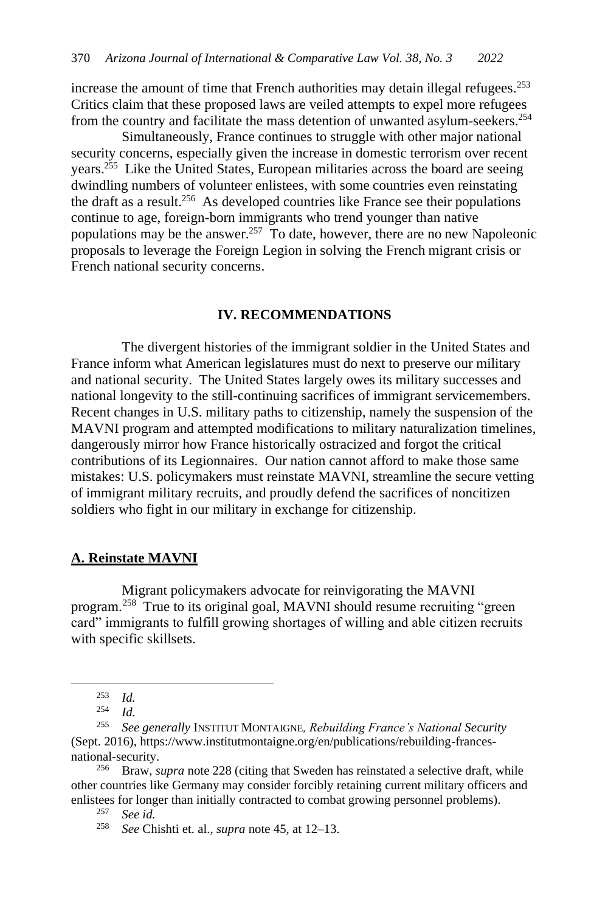increase the amount of time that French authorities may detain illegal refugees.[253] Critics claim that these proposed laws are veiled attempts to expel more refugees from the country and facilitate the mass detention of unwanted asylum-seekers.[254]

Simultaneously, France continues to struggle with other major national security concerns, especially given the increase in domestic terrorism over recent years.[255] Like the United States, European militaries across the board are seeing dwindling numbers of volunteer enlistees, with some countries even reinstating the draft as a result.[256] As developed countries like France see their populations continue to age, foreign-born immigrants who trend younger than native populations may be the answer.[257] To date, however, there are no new Napoleonic proposals to leverage the Foreign Legion in solving the French migrant crisis or French national security concerns.

## IV. RECOMMENDATIONS

The divergent histories of the immigrant soldier in the United States and France inform what American legislatures must do next to preserve our military and national security. The United States largely owes its military successes and national longevity to the still-continuing sacrifices of immigrant servicemembers. Recent changes in U.S. military paths to citizenship, namely the suspension of the MAVNI program and attempted modifications to military naturalization timelines, dangerously mirror how France historically ostracized and forgot the critical contributions of its Legionnaires. Our nation cannot afford to make those same mistakes: U.S. policymakers must reinstate MAVNI, streamline the secure vetting of immigrant military recruits, and proudly defend the sacrifices of noncitizen soldiers who fight in our military in exchange for citizenship.

### A. Reinstate MAVNI

Migrant policymakers advocate for reinvigorating the MAVNI program.[258] True to its original goal, MAVNI should resume recruiting "green card" immigrants to fulfill growing shortages of willing and able citizen recruits with specific skillsets.

---

[253] *Id.*

[254] *Id.*

[255] *See generally* INSTITUT MONTAIGNE, *Rebuilding France's National Security* (Sept. 2016), https://www.institutmontaigne.org/en/publications/rebuilding-frances-national-security.

[256] Braw, *supra* note 228 (citing that Sweden has reinstated a selective draft, while other countries like Germany may consider forcibly retaining current military officers and enlistees for longer than initially contracted to combat growing personnel problems).

[257] *See id.*

[258] *See* Chishti et. al., *supra* note 45, at 12–13.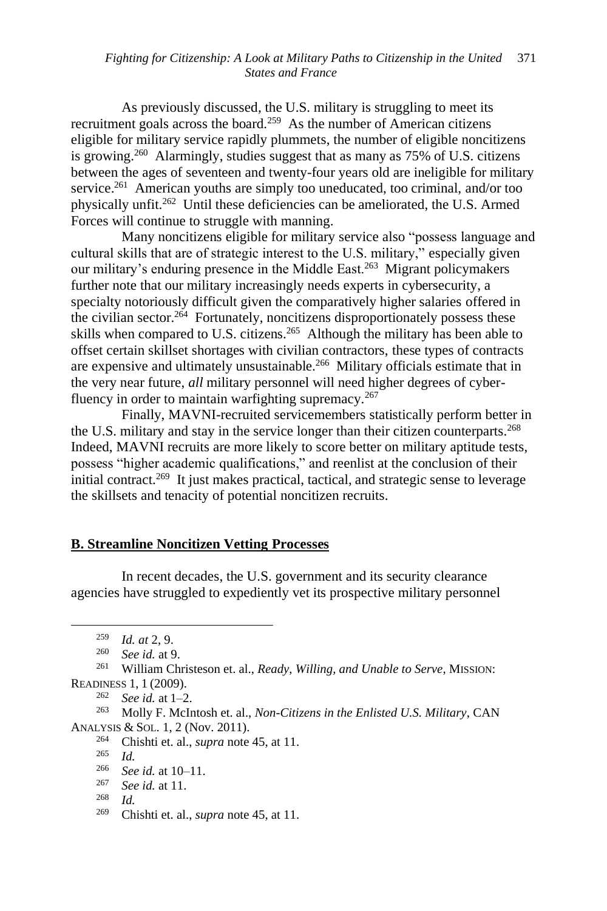As previously discussed, the U.S. military is struggling to meet its recruitment goals across the board.[259] As the number of American citizens eligible for military service rapidly plummets, the number of eligible noncitizens is growing.[260] Alarmingly, studies suggest that as many as 75% of U.S. citizens between the ages of seventeen and twenty-four years old are ineligible for military service.[261] American youths are simply too uneducated, too criminal, and/or too physically unfit.[262] Until these deficiencies can be ameliorated, the U.S. Armed Forces will continue to struggle with manning.

Many noncitizens eligible for military service also "possess language and cultural skills that are of strategic interest to the U.S. military," especially given our military's enduring presence in the Middle East.[263] Migrant policymakers further note that our military increasingly needs experts in cybersecurity, a specialty notoriously difficult given the comparatively higher salaries offered in the civilian sector.[264] Fortunately, noncitizens disproportionately possess these skills when compared to U.S. citizens.[265] Although the military has been able to offset certain skillset shortages with civilian contractors, these types of contracts are expensive and ultimately unsustainable.[266] Military officials estimate that in the very near future, *all* military personnel will need higher degrees of cyber-fluency in order to maintain warfighting supremacy.[267]

Finally, MAVNI-recruited servicemembers statistically perform better in the U.S. military and stay in the service longer than their citizen counterparts.[268] Indeed, MAVNI recruits are more likely to score better on military aptitude tests, possess "higher academic qualifications," and reenlist at the conclusion of their initial contract.[269] It just makes practical, tactical, and strategic sense to leverage the skillsets and tenacity of potential noncitizen recruits.

## B. Streamline Noncitizen Vetting Processes

In recent decades, the U.S. government and its security clearance agencies have struggled to expediently vet its prospective military personnel

---

[259] *Id. at* 2, 9.

[260] *See id.* at 9.

[261] William Christeson et. al., *Ready, Willing, and Unable to Serve*, MISSION: READINESS 1, 1 (2009).

[262] *See id.* at 1–2.

[263] Molly F. McIntosh et. al., *Non-Citizens in the Enlisted U.S. Military*, CAN ANALYSIS & SOL. 1, 2 (Nov. 2011).

[264] Chishti et. al., *supra* note 45, at 11.

[265] *Id.*

[266] *See id.* at 10–11.

[267] *See id.* at 11.

[268] *Id.*

[269] Chishti et. al., *supra* note 45, at 11.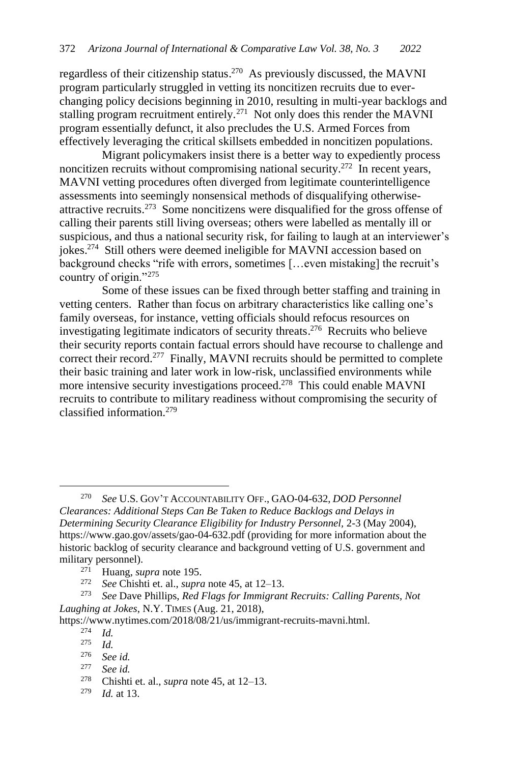regardless of their citizenship status.[270] As previously discussed, the MAVNI program particularly struggled in vetting its noncitizen recruits due to ever-changing policy decisions beginning in 2010, resulting in multi-year backlogs and stalling program recruitment entirely.[271] Not only does this render the MAVNI program essentially defunct, it also precludes the U.S. Armed Forces from effectively leveraging the critical skillsets embedded in noncitizen populations.

Migrant policymakers insist there is a better way to expediently process noncitizen recruits without compromising national security.[272] In recent years, MAVNI vetting procedures often diverged from legitimate counterintelligence assessments into seemingly nonsensical methods of disqualifying otherwise-attractive recruits.[273] Some noncitizens were disqualified for the gross offense of calling their parents still living overseas; others were labelled as mentally ill or suspicious, and thus a national security risk, for failing to laugh at an interviewer's jokes.[274] Still others were deemed ineligible for MAVNI accession based on background checks "rife with errors, sometimes […even mistaking] the recruit's country of origin."[275]

Some of these issues can be fixed through better staffing and training in vetting centers. Rather than focus on arbitrary characteristics like calling one's family overseas, for instance, vetting officials should refocus resources on investigating legitimate indicators of security threats.[276] Recruits who believe their security reports contain factual errors should have recourse to challenge and correct their record.[277] Finally, MAVNI recruits should be permitted to complete their basic training and later work in low-risk, unclassified environments while more intensive security investigations proceed.[278] This could enable MAVNI recruits to contribute to military readiness without compromising the security of classified information.[279]

---

[270] *See* U.S. GOV'T ACCOUNTABILITY OFF., GAO-04-632, *DOD Personnel Clearances: Additional Steps Can Be Taken to Reduce Backlogs and Delays in Determining Security Clearance Eligibility for Industry Personnel,* 2-3 (May 2004), https://www.gao.gov/assets/gao-04-632.pdf (providing for more information about the historic backlog of security clearance and background vetting of U.S. government and military personnel).

[271] Huang, *supra* note 195.

[272] *See* Chishti et. al., *supra* note 45, at 12–13.

[273] *See* Dave Phillips, *Red Flags for Immigrant Recruits: Calling Parents, Not Laughing at Jokes*, N.Y. TIMES (Aug. 21, 2018), https://www.nytimes.com/2018/08/21/us/immigrant-recruits-mavni.html.

[274] *Id.*

[275] *Id.*

[276] *See id.*

[277] *See id.*

[278] Chishti et. al., *supra* note 45, at 12–13.

[279] *Id.* at 13.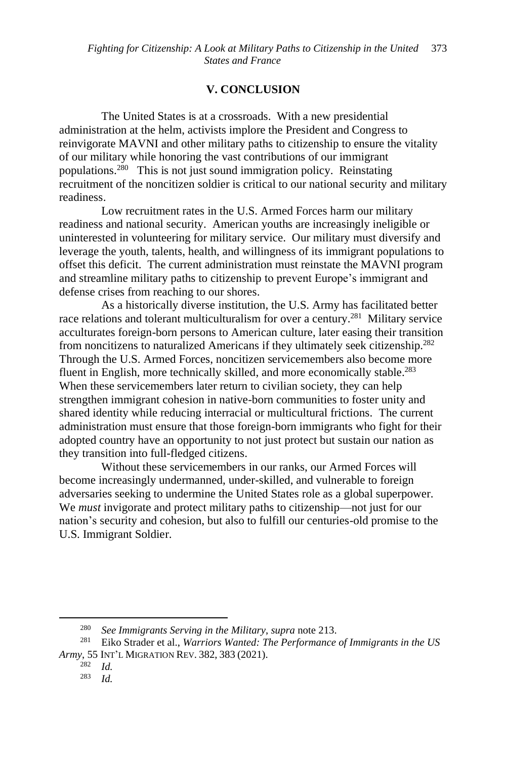## V. CONCLUSION

The United States is at a crossroads. With a new presidential administration at the helm, activists implore the President and Congress to reinvigorate MAVNI and other military paths to citizenship to ensure the vitality of our military while honoring the vast contributions of our immigrant populations.[280] This is not just sound immigration policy. Reinstating recruitment of the noncitizen soldier is critical to our national security and military readiness.

Low recruitment rates in the U.S. Armed Forces harm our military readiness and national security. American youths are increasingly ineligible or uninterested in volunteering for military service. Our military must diversify and leverage the youth, talents, health, and willingness of its immigrant populations to offset this deficit. The current administration must reinstate the MAVNI program and streamline military paths to citizenship to prevent Europe's immigrant and defense crises from reaching to our shores.

As a historically diverse institution, the U.S. Army has facilitated better race relations and tolerant multiculturalism for over a century.[281] Military service acculturates foreign-born persons to American culture, later easing their transition from noncitizens to naturalized Americans if they ultimately seek citizenship.[282] Through the U.S. Armed Forces, noncitizen servicemembers also become more fluent in English, more technically skilled, and more economically stable.[283] When these servicemembers later return to civilian society, they can help strengthen immigrant cohesion in native-born communities to foster unity and shared identity while reducing interracial or multicultural frictions. The current administration must ensure that those foreign-born immigrants who fight for their adopted country have an opportunity to not just protect but sustain our nation as they transition into full-fledged citizens.

Without these servicemembers in our ranks, our Armed Forces will become increasingly undermanned, under-skilled, and vulnerable to foreign adversaries seeking to undermine the United States role as a global superpower. We *must* invigorate and protect military paths to citizenship—not just for our nation's security and cohesion, but also to fulfill our centuries-old promise to the U.S. Immigrant Soldier.

---

[280] *See Immigrants Serving in the Military*, *supra* note 213.

[281] Eiko Strader et al., *Warriors Wanted: The Performance of Immigrants in the US Army*, 55 INT'L MIGRATION REV. 382, 383 (2021).

[282] *Id.*

[283] *Id.*